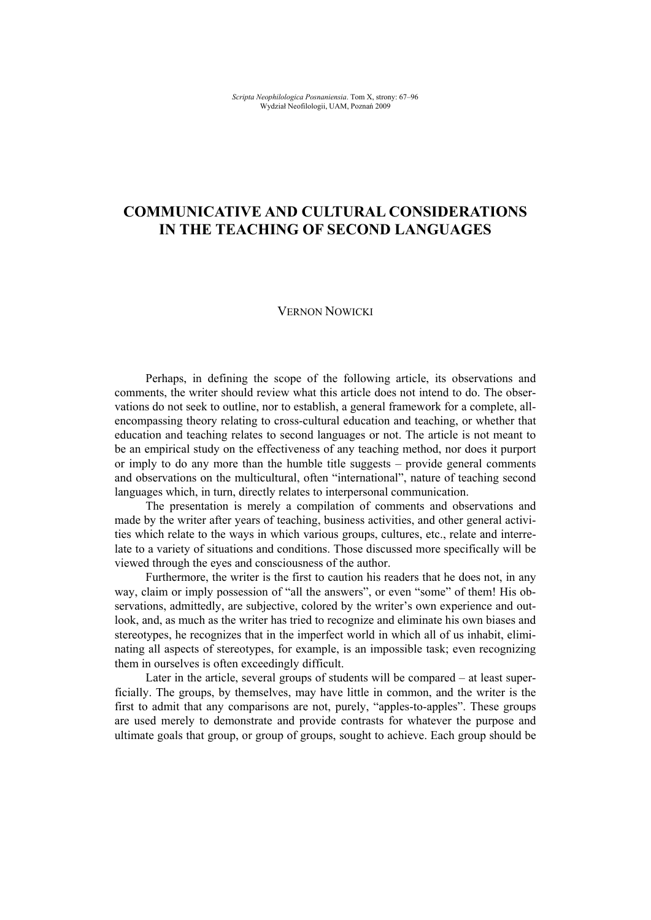# COMMUNICATIVE AND CULTURAL CONSIDERATIONS IN THE TEACHING OF SECOND LANGUAGES

VERNON NOWICKI

Perhaps, in defining the scope of the following article, its observations and comments, the writer should review what this article does not intend to do. The observations do not seek to outline, nor to establish, a general framework for a complete, all-encompassing theory relating to cross-cultural education and teaching, or whether that education and teaching relates to second languages or not. The article is not meant to be an empirical study on the effectiveness of any teaching method, nor does it purport or imply to do any more than the humble title suggests – provide general comments and observations on the multicultural, often "international", nature of teaching second languages which, in turn, directly relates to interpersonal communication.

The presentation is merely a compilation of comments and observations and made by the writer after years of teaching, business activities, and other general activities which relate to the ways in which various groups, cultures, etc., relate and interrelate to a variety of situations and conditions. Those discussed more specifically will be viewed through the eyes and consciousness of the author.

Furthermore, the writer is the first to caution his readers that he does not, in any way, claim or imply possession of "all the answers", or even "some" of them! His observations, admittedly, are subjective, colored by the writer's own experience and outlook, and, as much as the writer has tried to recognize and eliminate his own biases and stereotypes, he recognizes that in the imperfect world in which all of us inhabit, eliminating all aspects of stereotypes, for example, is an impossible task; even recognizing them in ourselves is often exceedingly difficult.

Later in the article, several groups of students will be compared – at least superficially. The groups, by themselves, may have little in common, and the writer is the first to admit that any comparisons are not, purely, "apples-to-apples". These groups are used merely to demonstrate and provide contrasts for whatever the purpose and ultimate goals that group, or group of groups, sought to achieve. Each group should be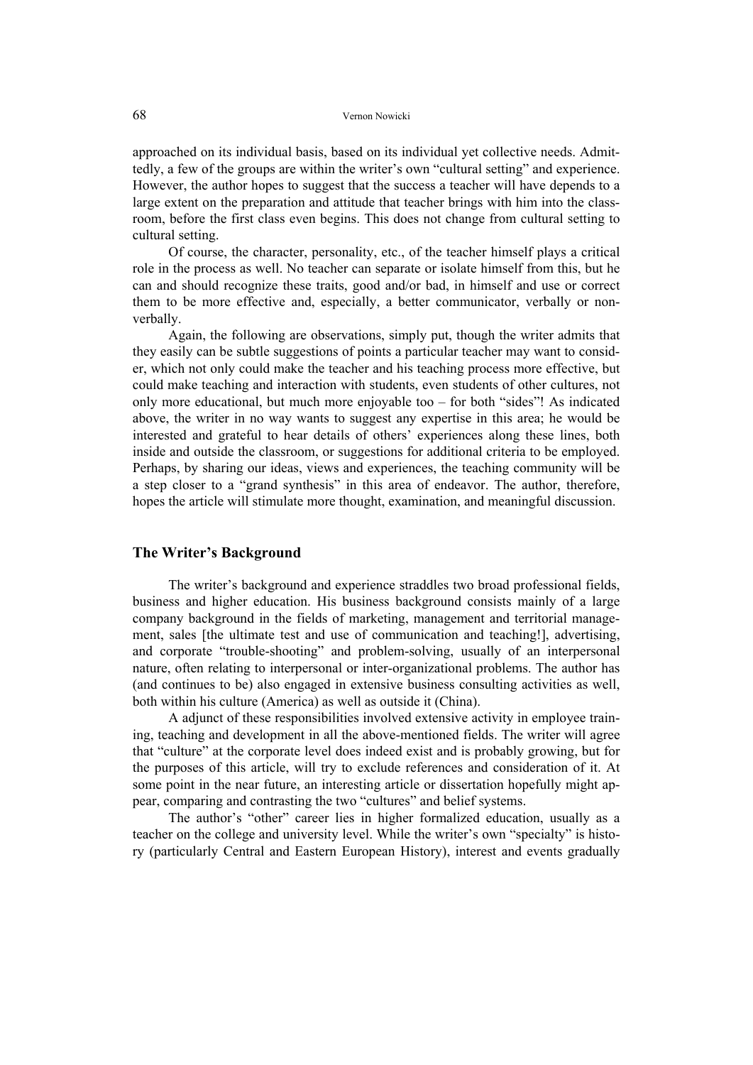approached on its individual basis, based on its individual yet collective needs. Admittedly, a few of the groups are within the writer's own "cultural setting" and experience. However, the author hopes to suggest that the success a teacher will have depends to a large extent on the preparation and attitude that teacher brings with him into the classroom, before the first class even begins. This does not change from cultural setting to cultural setting.

Of course, the character, personality, etc., of the teacher himself plays a critical role in the process as well. No teacher can separate or isolate himself from this, but he can and should recognize these traits, good and/or bad, in himself and use or correct them to be more effective and, especially, a better communicator, verbally or nonverbally.

Again, the following are observations, simply put, though the writer admits that they easily can be subtle suggestions of points a particular teacher may want to consider, which not only could make the teacher and his teaching process more effective, but could make teaching and interaction with students, even students of other cultures, not only more educational, but much more enjoyable too – for both "sides"! As indicated above, the writer in no way wants to suggest any expertise in this area; he would be interested and grateful to hear details of others' experiences along these lines, both inside and outside the classroom, or suggestions for additional criteria to be employed. Perhaps, by sharing our ideas, views and experiences, the teaching community will be a step closer to a "grand synthesis" in this area of endeavor. The author, therefore, hopes the article will stimulate more thought, examination, and meaningful discussion.

## The Writer's Background

The writer's background and experience straddles two broad professional fields, business and higher education. His business background consists mainly of a large company background in the fields of marketing, management and territorial management, sales [the ultimate test and use of communication and teaching!], advertising, and corporate "trouble-shooting" and problem-solving, usually of an interpersonal nature, often relating to interpersonal or inter-organizational problems. The author has (and continues to be) also engaged in extensive business consulting activities as well, both within his culture (America) as well as outside it (China).

A adjunct of these responsibilities involved extensive activity in employee training, teaching and development in all the above-mentioned fields. The writer will agree that "culture" at the corporate level does indeed exist and is probably growing, but for the purposes of this article, will try to exclude references and consideration of it. At some point in the near future, an interesting article or dissertation hopefully might appear, comparing and contrasting the two "cultures" and belief systems.

The author's "other" career lies in higher formalized education, usually as a teacher on the college and university level. While the writer's own "specialty" is history (particularly Central and Eastern European History), interest and events gradually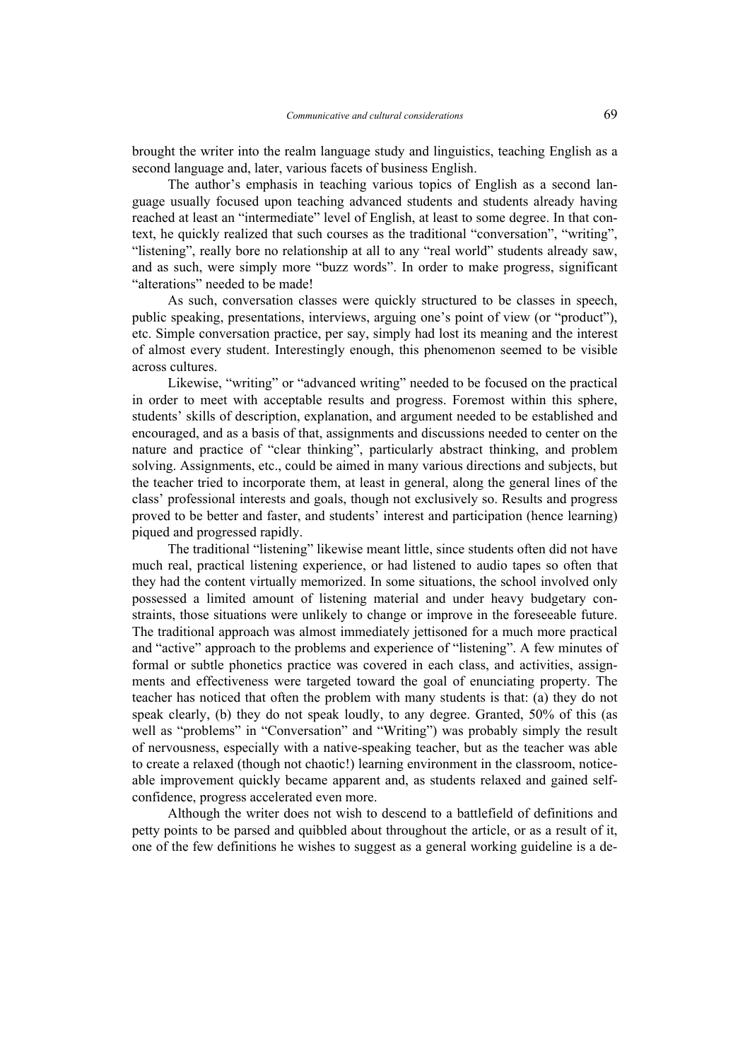brought the writer into the realm language study and linguistics, teaching English as a second language and, later, various facets of business English.

The author's emphasis in teaching various topics of English as a second language usually focused upon teaching advanced students and students already having reached at least an "intermediate" level of English, at least to some degree. In that context, he quickly realized that such courses as the traditional "conversation", "writing", "listening", really bore no relationship at all to any "real world" students already saw, and as such, were simply more "buzz words". In order to make progress, significant "alterations" needed to be made!

As such, conversation classes were quickly structured to be classes in speech, public speaking, presentations, interviews, arguing one's point of view (or "product"), etc. Simple conversation practice, per say, simply had lost its meaning and the interest of almost every student. Interestingly enough, this phenomenon seemed to be visible across cultures.

Likewise, "writing" or "advanced writing" needed to be focused on the practical in order to meet with acceptable results and progress. Foremost within this sphere, students' skills of description, explanation, and argument needed to be established and encouraged, and as a basis of that, assignments and discussions needed to center on the nature and practice of "clear thinking", particularly abstract thinking, and problem solving. Assignments, etc., could be aimed in many various directions and subjects, but the teacher tried to incorporate them, at least in general, along the general lines of the class' professional interests and goals, though not exclusively so. Results and progress proved to be better and faster, and students' interest and participation (hence learning) piqued and progressed rapidly.

The traditional "listening" likewise meant little, since students often did not have much real, practical listening experience, or had listened to audio tapes so often that they had the content virtually memorized. In some situations, the school involved only possessed a limited amount of listening material and under heavy budgetary constraints, those situations were unlikely to change or improve in the foreseeable future. The traditional approach was almost immediately jettisoned for a much more practical and "active" approach to the problems and experience of "listening". A few minutes of formal or subtle phonetics practice was covered in each class, and activities, assignments and effectiveness were targeted toward the goal of enunciating property. The teacher has noticed that often the problem with many students is that: (a) they do not speak clearly, (b) they do not speak loudly, to any degree. Granted, 50% of this (as well as "problems" in "Conversation" and "Writing") was probably simply the result of nervousness, especially with a native-speaking teacher, but as the teacher was able to create a relaxed (though not chaotic!) learning environment in the classroom, noticeable improvement quickly became apparent and, as students relaxed and gained self-confidence, progress accelerated even more.

Although the writer does not wish to descend to a battlefield of definitions and petty points to be parsed and quibbled about throughout the article, or as a result of it, one of the few definitions he wishes to suggest as a general working guideline is a de-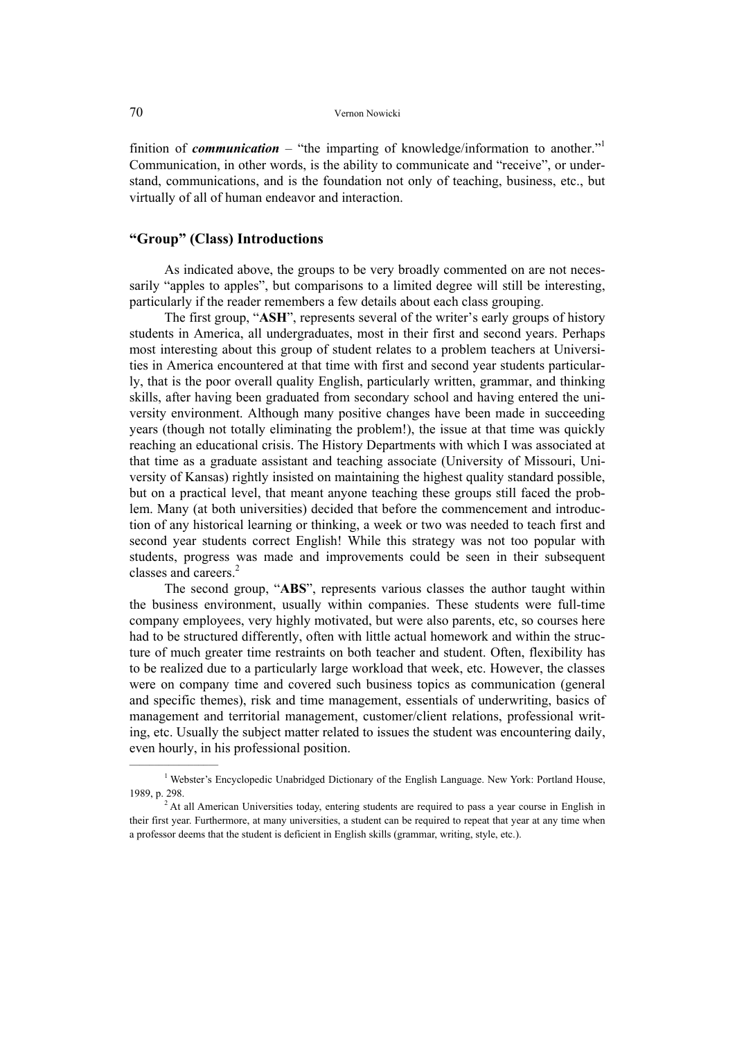finition of ***communication*** – "the imparting of knowledge/information to another."[1] Communication, in other words, is the ability to communicate and "receive", or understand, communications, and is the foundation not only of teaching, business, etc., but virtually of all of human endeavor and interaction.

## "Group" (Class) Introductions

As indicated above, the groups to be very broadly commented on are not necessarily "apples to apples", but comparisons to a limited degree will still be interesting, particularly if the reader remembers a few details about each class grouping.

The first group, "**ASH**", represents several of the writer's early groups of history students in America, all undergraduates, most in their first and second years. Perhaps most interesting about this group of student relates to a problem teachers at Universities in America encountered at that time with first and second year students particularly, that is the poor overall quality English, particularly written, grammar, and thinking skills, after having been graduated from secondary school and having entered the university environment. Although many positive changes have been made in succeeding years (though not totally eliminating the problem!), the issue at that time was quickly reaching an educational crisis. The History Departments with which I was associated at that time as a graduate assistant and teaching associate (University of Missouri, University of Kansas) rightly insisted on maintaining the highest quality standard possible, but on a practical level, that meant anyone teaching these groups still faced the problem. Many (at both universities) decided that before the commencement and introduction of any historical learning or thinking, a week or two was needed to teach first and second year students correct English! While this strategy was not too popular with students, progress was made and improvements could be seen in their subsequent classes and careers.[2]

The second group, "**ABS**", represents various classes the author taught within the business environment, usually within companies. These students were full-time company employees, very highly motivated, but were also parents, etc, so courses here had to be structured differently, often with little actual homework and within the structure of much greater time restraints on both teacher and student. Often, flexibility has to be realized due to a particularly large workload that week, etc. However, the classes were on company time and covered such business topics as communication (general and specific themes), risk and time management, essentials of underwriting, basics of management and territorial management, customer/client relations, professional writing, etc. Usually the subject matter related to issues the student was encountering daily, even hourly, in his professional position.

---

[1] Webster's Encyclopedic Unabridged Dictionary of the English Language. New York: Portland House, 1989, p. 298.

[2] At all American Universities today, entering students are required to pass a year course in English in their first year. Furthermore, at many universities, a student can be required to repeat that year at any time when a professor deems that the student is deficient in English skills (grammar, writing, style, etc.).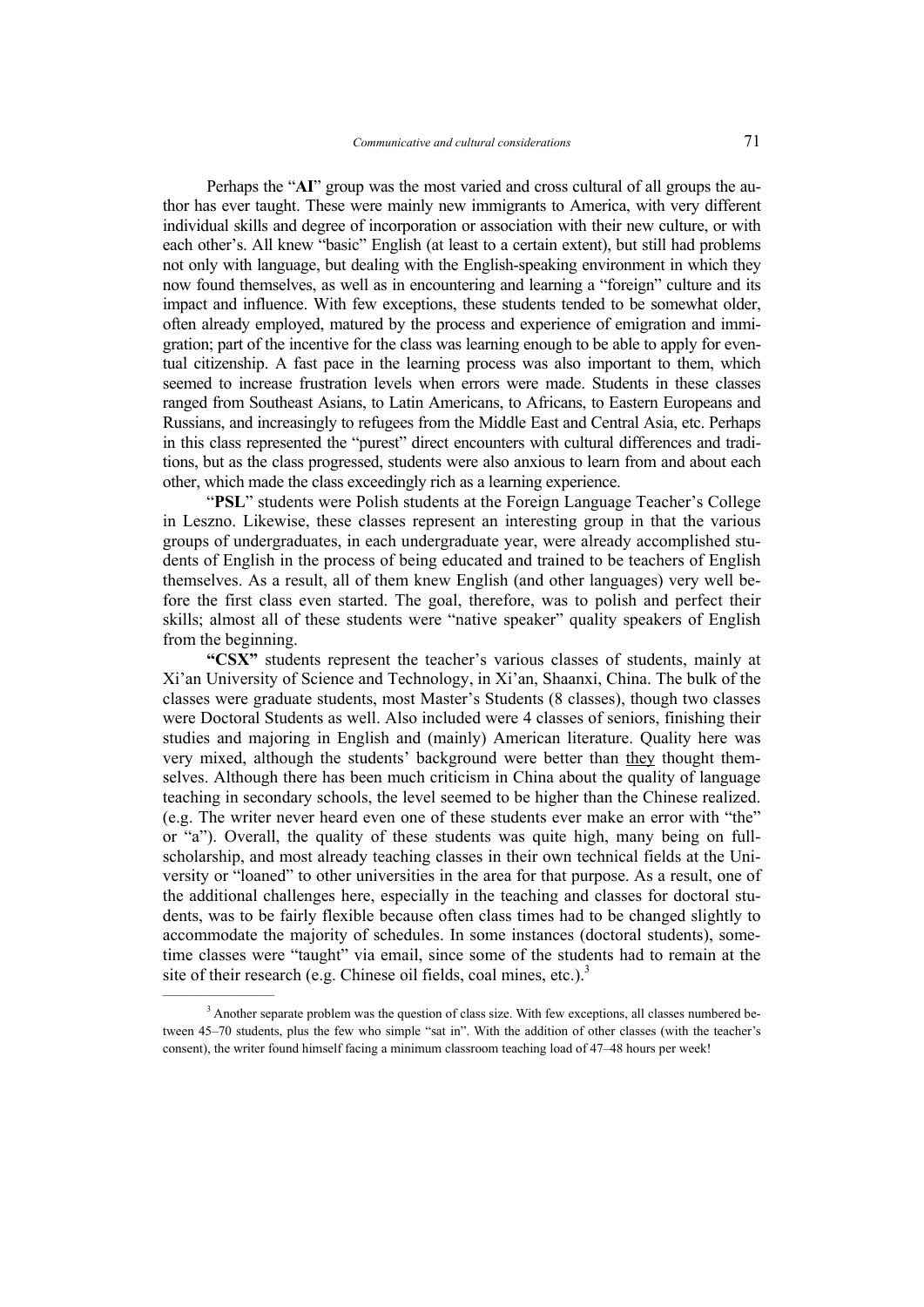Perhaps the "**AI**" group was the most varied and cross cultural of all groups the author has ever taught. These were mainly new immigrants to America, with very different individual skills and degree of incorporation or association with their new culture, or with each other's. All knew "basic" English (at least to a certain extent), but still had problems not only with language, but dealing with the English-speaking environment in which they now found themselves, as well as in encountering and learning a "foreign" culture and its impact and influence. With few exceptions, these students tended to be somewhat older, often already employed, matured by the process and experience of emigration and immigration; part of the incentive for the class was learning enough to be able to apply for eventual citizenship. A fast pace in the learning process was also important to them, which seemed to increase frustration levels when errors were made. Students in these classes ranged from Southeast Asians, to Latin Americans, to Africans, to Eastern Europeans and Russians, and increasingly to refugees from the Middle East and Central Asia, etc. Perhaps in this class represented the "purest" direct encounters with cultural differences and traditions, but as the class progressed, students were also anxious to learn from and about each other, which made the class exceedingly rich as a learning experience.

"**PSL**" students were Polish students at the Foreign Language Teacher's College in Leszno. Likewise, these classes represent an interesting group in that the various groups of undergraduates, in each undergraduate year, were already accomplished students of English in the process of being educated and trained to be teachers of English themselves. As a result, all of them knew English (and other languages) very well before the first class even started. The goal, therefore, was to polish and perfect their skills; almost all of these students were "native speaker" quality speakers of English from the beginning.

**"CSX"** students represent the teacher's various classes of students, mainly at Xi'an University of Science and Technology, in Xi'an, Shaanxi, China. The bulk of the classes were graduate students, most Master's Students (8 classes), though two classes were Doctoral Students as well. Also included were 4 classes of seniors, finishing their studies and majoring in English and (mainly) American literature. Quality here was very mixed, although the students' background were better than <u>they</u> thought themselves. Although there has been much criticism in China about the quality of language teaching in secondary schools, the level seemed to be higher than the Chinese realized. (e.g. The writer never heard even one of these students ever make an error with "the" or "a"). Overall, the quality of these students was quite high, many being on full-scholarship, and most already teaching classes in their own technical fields at the University or "loaned" to other universities in the area for that purpose. As a result, one of the additional challenges here, especially in the teaching and classes for doctoral students, was to be fairly flexible because often class times had to be changed slightly to accommodate the majority of schedules. In some instances (doctoral students), sometime classes were "taught" via email, since some of the students had to remain at the site of their research (e.g. Chinese oil fields, coal mines, etc.).[3]

---

[3] Another separate problem was the question of class size. With few exceptions, all classes numbered between 45–70 students, plus the few who simple "sat in". With the addition of other classes (with the teacher's consent), the writer found himself facing a minimum classroom teaching load of 47–48 hours per week!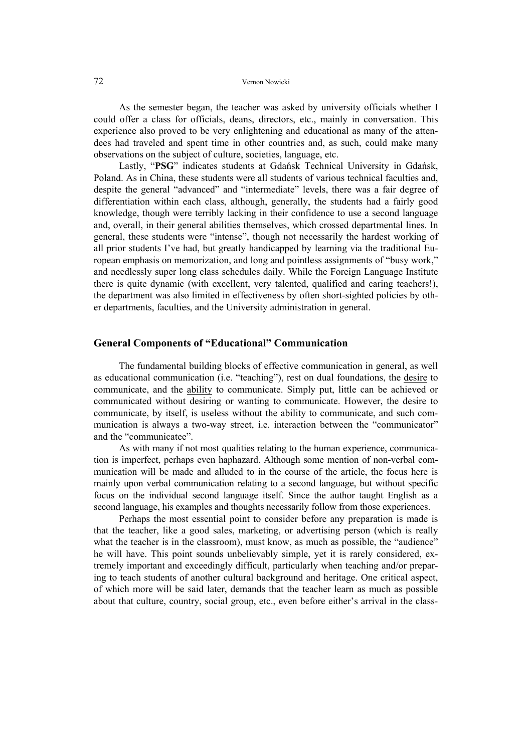As the semester began, the teacher was asked by university officials whether I could offer a class for officials, deans, directors, etc., mainly in conversation. This experience also proved to be very enlightening and educational as many of the attendees had traveled and spent time in other countries and, as such, could make many observations on the subject of culture, societies, language, etc.

Lastly, "**PSG**" indicates students at Gdańsk Technical University in Gdańsk, Poland. As in China, these students were all students of various technical faculties and, despite the general "advanced" and "intermediate" levels, there was a fair degree of differentiation within each class, although, generally, the students had a fairly good knowledge, though were terribly lacking in their confidence to use a second language and, overall, in their general abilities themselves, which crossed departmental lines. In general, these students were "intense", though not necessarily the hardest working of all prior students I've had, but greatly handicapped by learning via the traditional European emphasis on memorization, and long and pointless assignments of "busy work," and needlessly super long class schedules daily. While the Foreign Language Institute there is quite dynamic (with excellent, very talented, qualified and caring teachers!), the department was also limited in effectiveness by often short-sighted policies by other departments, faculties, and the University administration in general.

## General Components of "Educational" Communication

The fundamental building blocks of effective communication in general, as well as educational communication (i.e. "teaching"), rest on dual foundations, the desire to communicate, and the ability to communicate. Simply put, little can be achieved or communicated without desiring or wanting to communicate. However, the desire to communicate, by itself, is useless without the ability to communicate, and such communication is always a two-way street, i.e. interaction between the "communicator" and the "communicatee".

As with many if not most qualities relating to the human experience, communication is imperfect, perhaps even haphazard. Although some mention of non-verbal communication will be made and alluded to in the course of the article, the focus here is mainly upon verbal communication relating to a second language, but without specific focus on the individual second language itself. Since the author taught English as a second language, his examples and thoughts necessarily follow from those experiences.

Perhaps the most essential point to consider before any preparation is made is that the teacher, like a good sales, marketing, or advertising person (which is really what the teacher is in the classroom), must know, as much as possible, the "audience" he will have. This point sounds unbelievably simple, yet it is rarely considered, extremely important and exceedingly difficult, particularly when teaching and/or preparing to teach students of another cultural background and heritage. One critical aspect, of which more will be said later, demands that the teacher learn as much as possible about that culture, country, social group, etc., even before either's arrival in the class-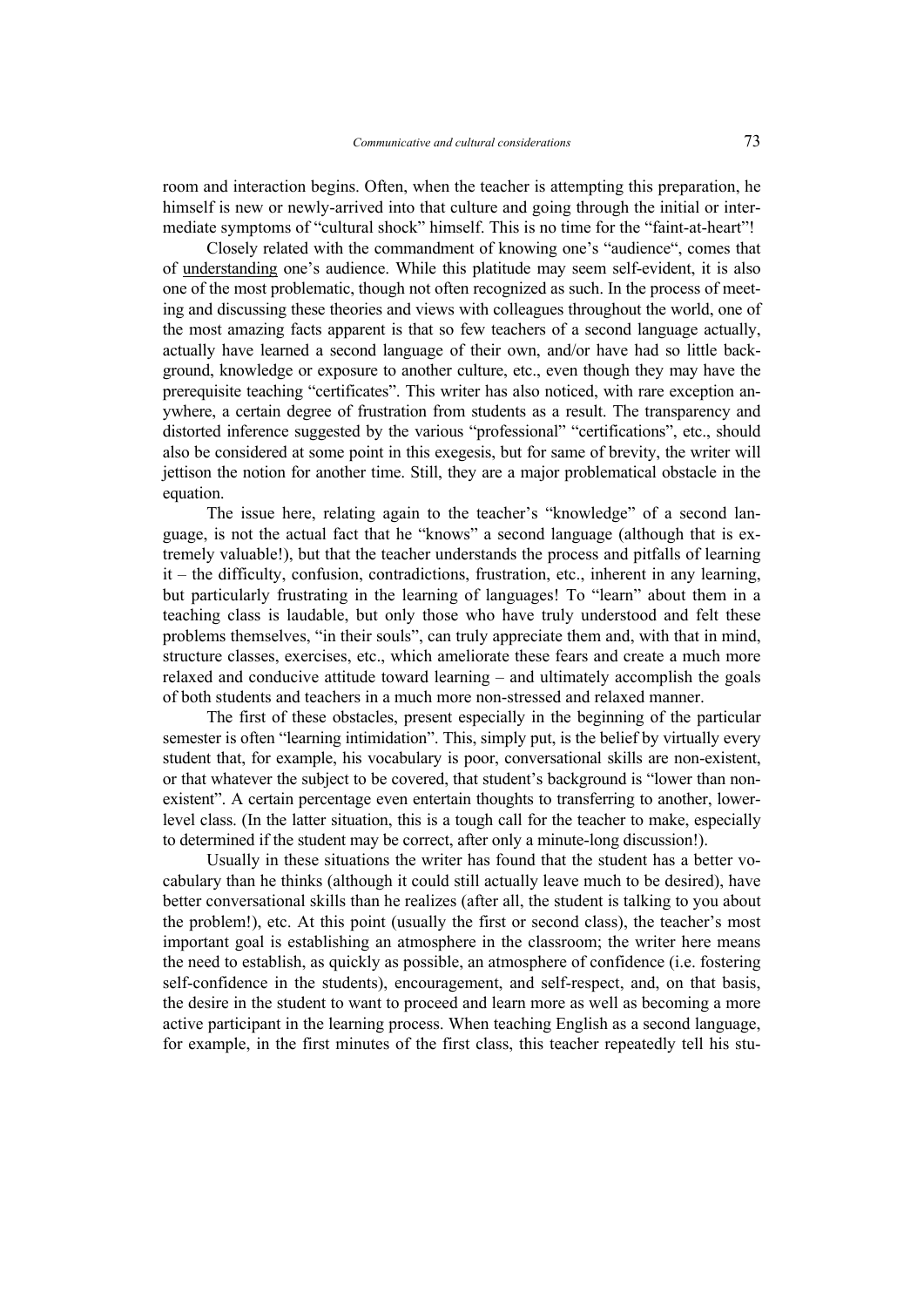room and interaction begins. Often, when the teacher is attempting this preparation, he himself is new or newly-arrived into that culture and going through the initial or intermediate symptoms of "cultural shock" himself. This is no time for the "faint-at-heart"!

Closely related with the commandment of knowing one's "audience", comes that of understanding one's audience. While this platitude may seem self-evident, it is also one of the most problematic, though not often recognized as such. In the process of meeting and discussing these theories and views with colleagues throughout the world, one of the most amazing facts apparent is that so few teachers of a second language actually, actually have learned a second language of their own, and/or have had so little background, knowledge or exposure to another culture, etc., even though they may have the prerequisite teaching "certificates". This writer has also noticed, with rare exception anywhere, a certain degree of frustration from students as a result. The transparency and distorted inference suggested by the various "professional" "certifications", etc., should also be considered at some point in this exegesis, but for same of brevity, the writer will jettison the notion for another time. Still, they are a major problematical obstacle in the equation.

The issue here, relating again to the teacher's "knowledge" of a second language, is not the actual fact that he "knows" a second language (although that is extremely valuable!), but that the teacher understands the process and pitfalls of learning it – the difficulty, confusion, contradictions, frustration, etc., inherent in any learning, but particularly frustrating in the learning of languages! To "learn" about them in a teaching class is laudable, but only those who have truly understood and felt these problems themselves, "in their souls", can truly appreciate them and, with that in mind, structure classes, exercises, etc., which ameliorate these fears and create a much more relaxed and conducive attitude toward learning – and ultimately accomplish the goals of both students and teachers in a much more non-stressed and relaxed manner.

The first of these obstacles, present especially in the beginning of the particular semester is often "learning intimidation". This, simply put, is the belief by virtually every student that, for example, his vocabulary is poor, conversational skills are non-existent, or that whatever the subject to be covered, that student's background is "lower than non-existent". A certain percentage even entertain thoughts to transferring to another, lower-level class. (In the latter situation, this is a tough call for the teacher to make, especially to determined if the student may be correct, after only a minute-long discussion!).

Usually in these situations the writer has found that the student has a better vocabulary than he thinks (although it could still actually leave much to be desired), have better conversational skills than he realizes (after all, the student is talking to you about the problem!), etc. At this point (usually the first or second class), the teacher's most important goal is establishing an atmosphere in the classroom; the writer here means the need to establish, as quickly as possible, an atmosphere of confidence (i.e. fostering self-confidence in the students), encouragement, and self-respect, and, on that basis, the desire in the student to want to proceed and learn more as well as becoming a more active participant in the learning process. When teaching English as a second language, for example, in the first minutes of the first class, this teacher repeatedly tell his stu-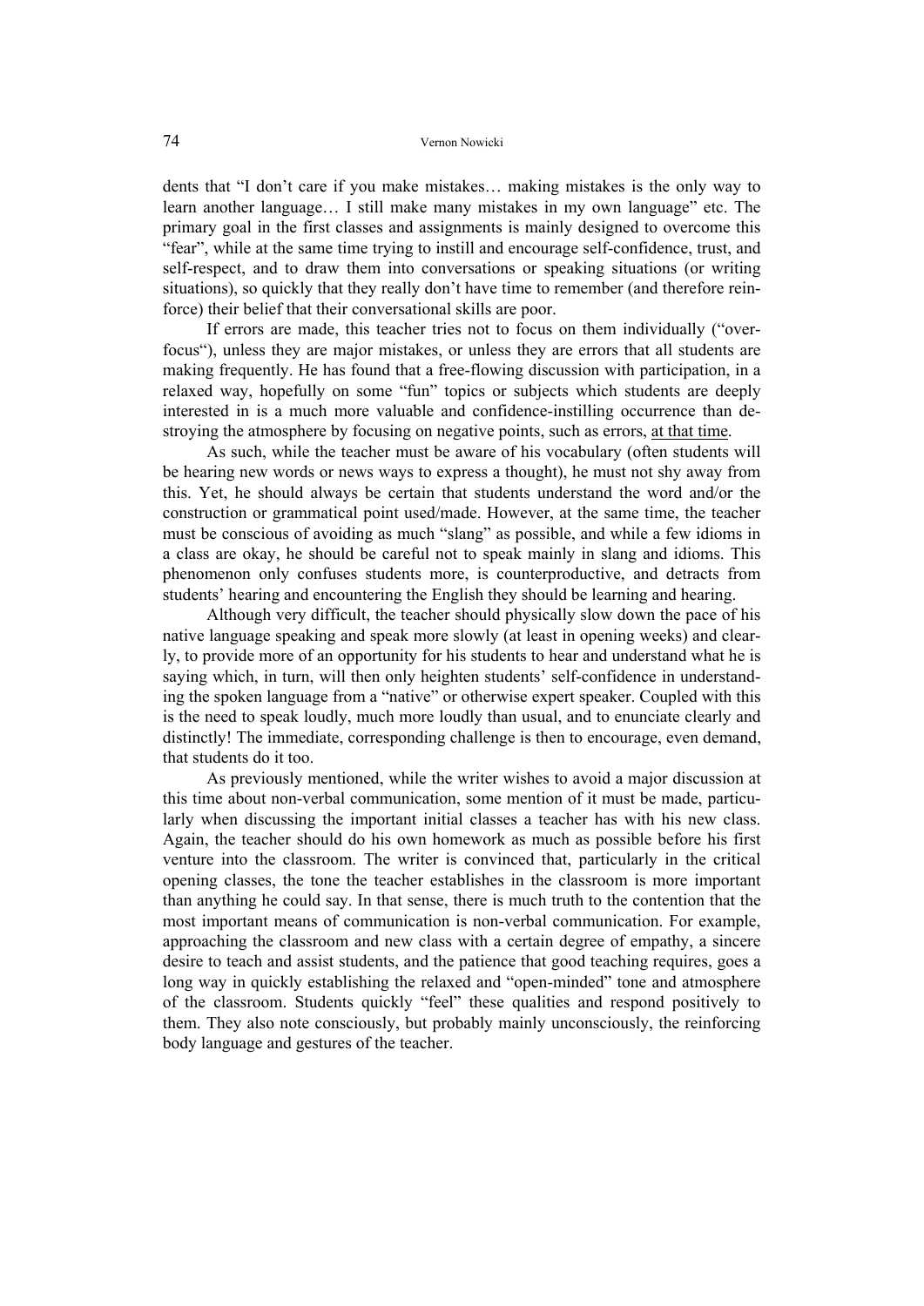dents that "I don't care if you make mistakes… making mistakes is the only way to learn another language… I still make many mistakes in my own language" etc. The primary goal in the first classes and assignments is mainly designed to overcome this "fear", while at the same time trying to instill and encourage self-confidence, trust, and self-respect, and to draw them into conversations or speaking situations (or writing situations), so quickly that they really don't have time to remember (and therefore reinforce) their belief that their conversational skills are poor.

If errors are made, this teacher tries not to focus on them individually ("over-focus"), unless they are major mistakes, or unless they are errors that all students are making frequently. He has found that a free-flowing discussion with participation, in a relaxed way, hopefully on some "fun" topics or subjects which students are deeply interested in is a much more valuable and confidence-instilling occurrence than destroying the atmosphere by focusing on negative points, such as errors, <u>at that time</u>.

As such, while the teacher must be aware of his vocabulary (often students will be hearing new words or news ways to express a thought), he must not shy away from this. Yet, he should always be certain that students understand the word and/or the construction or grammatical point used/made. However, at the same time, the teacher must be conscious of avoiding as much "slang" as possible, and while a few idioms in a class are okay, he should be careful not to speak mainly in slang and idioms. This phenomenon only confuses students more, is counterproductive, and detracts from students' hearing and encountering the English they should be learning and hearing.

Although very difficult, the teacher should physically slow down the pace of his native language speaking and speak more slowly (at least in opening weeks) and clearly, to provide more of an opportunity for his students to hear and understand what he is saying which, in turn, will then only heighten students' self-confidence in understanding the spoken language from a "native" or otherwise expert speaker. Coupled with this is the need to speak loudly, much more loudly than usual, and to enunciate clearly and distinctly! The immediate, corresponding challenge is then to encourage, even demand, that students do it too.

As previously mentioned, while the writer wishes to avoid a major discussion at this time about non-verbal communication, some mention of it must be made, particularly when discussing the important initial classes a teacher has with his new class. Again, the teacher should do his own homework as much as possible before his first venture into the classroom. The writer is convinced that, particularly in the critical opening classes, the tone the teacher establishes in the classroom is more important than anything he could say. In that sense, there is much truth to the contention that the most important means of communication is non-verbal communication. For example, approaching the classroom and new class with a certain degree of empathy, a sincere desire to teach and assist students, and the patience that good teaching requires, goes a long way in quickly establishing the relaxed and "open-minded" tone and atmosphere of the classroom. Students quickly "feel" these qualities and respond positively to them. They also note consciously, but probably mainly unconsciously, the reinforcing body language and gestures of the teacher.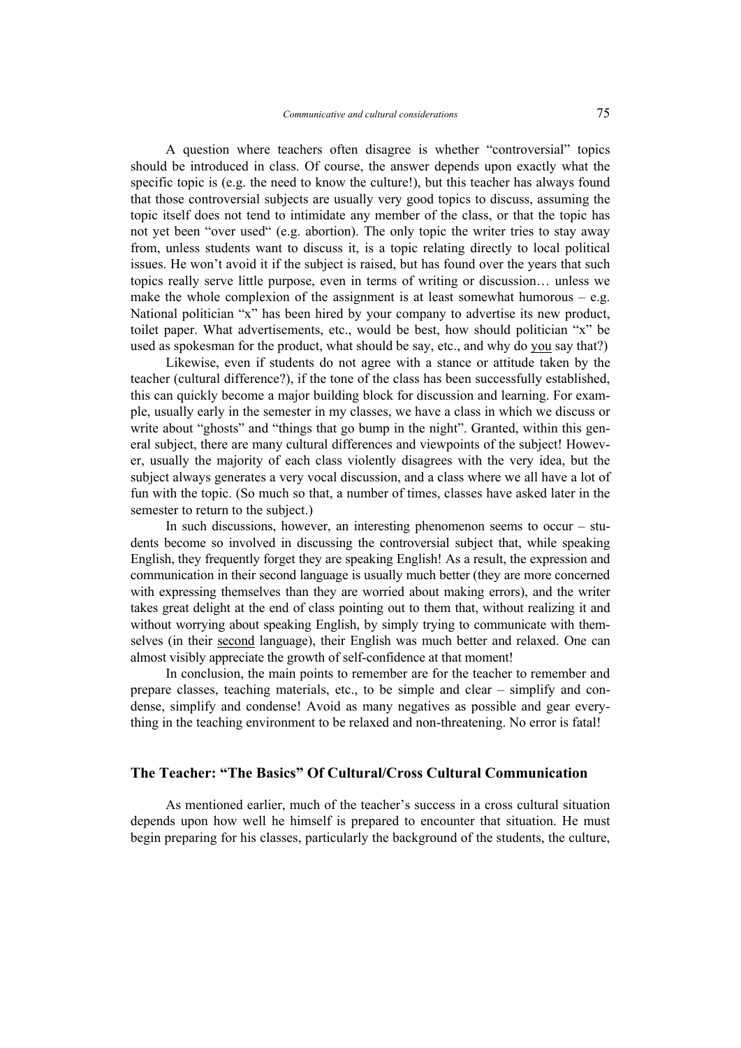A question where teachers often disagree is whether "controversial" topics should be introduced in class. Of course, the answer depends upon exactly what the specific topic is (e.g. the need to know the culture!), but this teacher has always found that those controversial subjects are usually very good topics to discuss, assuming the topic itself does not tend to intimidate any member of the class, or that the topic has not yet been "over used" (e.g. abortion). The only topic the writer tries to stay away from, unless students want to discuss it, is a topic relating directly to local political issues. He won't avoid it if the subject is raised, but has found over the years that such topics really serve little purpose, even in terms of writing or discussion… unless we make the whole complexion of the assignment is at least somewhat humorous – e.g. National politician "x" has been hired by your company to advertise its new product, toilet paper. What advertisements, etc., would be best, how should politician "x" be used as spokesman for the product, what should be say, etc., and why do <u>you</u> say that?)

Likewise, even if students do not agree with a stance or attitude taken by the teacher (cultural difference?), if the tone of the class has been successfully established, this can quickly become a major building block for discussion and learning. For example, usually early in the semester in my classes, we have a class in which we discuss or write about "ghosts" and "things that go bump in the night". Granted, within this general subject, there are many cultural differences and viewpoints of the subject! However, usually the majority of each class violently disagrees with the very idea, but the subject always generates a very vocal discussion, and a class where we all have a lot of fun with the topic. (So much so that, a number of times, classes have asked later in the semester to return to the subject.)

In such discussions, however, an interesting phenomenon seems to occur – students become so involved in discussing the controversial subject that, while speaking English, they frequently forget they are speaking English! As a result, the expression and communication in their second language is usually much better (they are more concerned with expressing themselves than they are worried about making errors), and the writer takes great delight at the end of class pointing out to them that, without realizing it and without worrying about speaking English, by simply trying to communicate with themselves (in their <u>second</u> language), their English was much better and relaxed. One can almost visibly appreciate the growth of self-confidence at that moment!

In conclusion, the main points to remember are for the teacher to remember and prepare classes, teaching materials, etc., to be simple and clear – simplify and condense, simplify and condense! Avoid as many negatives as possible and gear everything in the teaching environment to be relaxed and non-threatening. No error is fatal!

## The Teacher: "The Basics" Of Cultural/Cross Cultural Communication

As mentioned earlier, much of the teacher's success in a cross cultural situation depends upon how well he himself is prepared to encounter that situation. He must begin preparing for his classes, particularly the background of the students, the culture,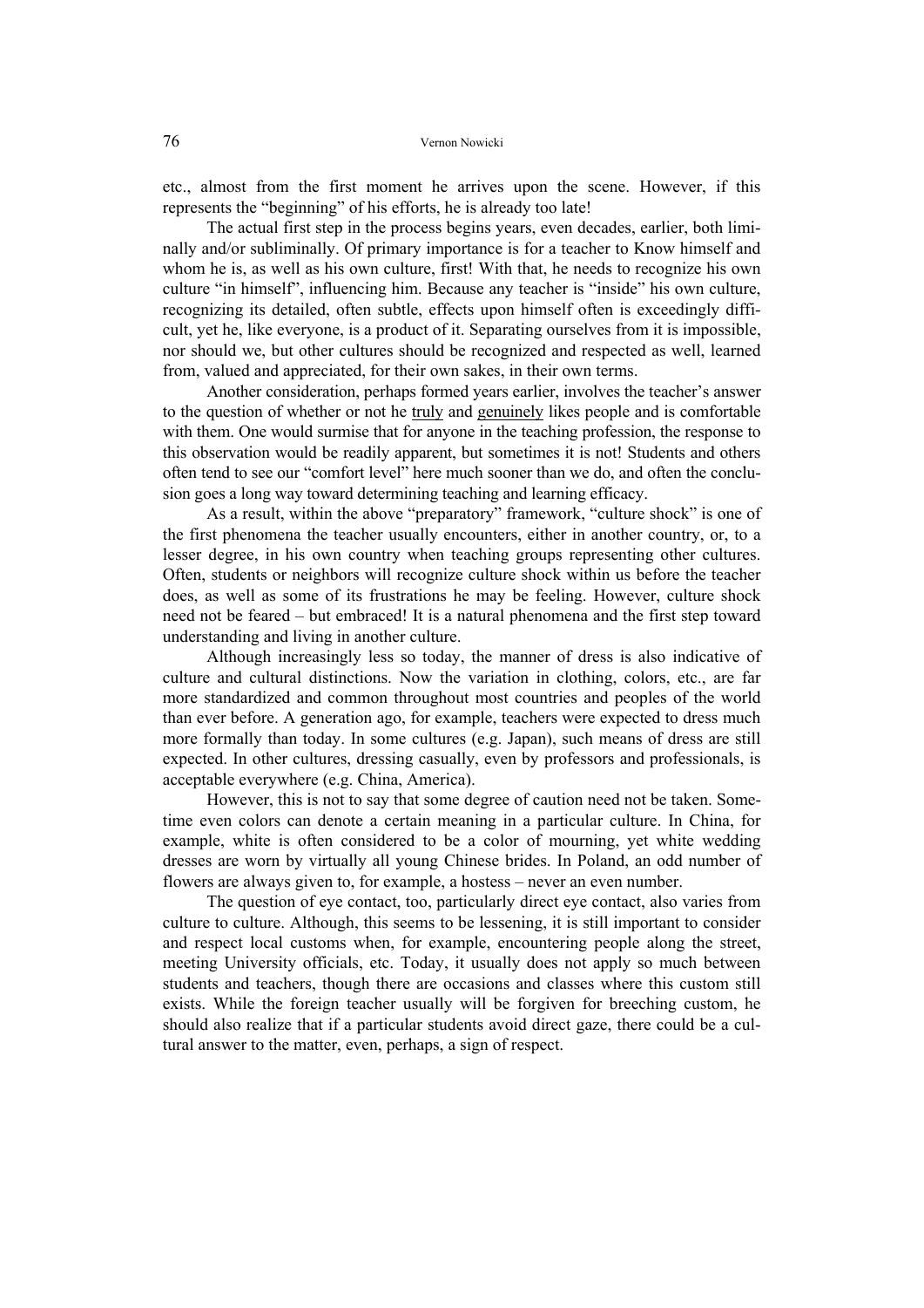etc., almost from the first moment he arrives upon the scene. However, if this represents the "beginning" of his efforts, he is already too late!

The actual first step in the process begins years, even decades, earlier, both liminally and/or subliminally. Of primary importance is for a teacher to Know himself and whom he is, as well as his own culture, first! With that, he needs to recognize his own culture "in himself", influencing him. Because any teacher is "inside" his own culture, recognizing its detailed, often subtle, effects upon himself often is exceedingly difficult, yet he, like everyone, is a product of it. Separating ourselves from it is impossible, nor should we, but other cultures should be recognized and respected as well, learned from, valued and appreciated, for their own sakes, in their own terms.

Another consideration, perhaps formed years earlier, involves the teacher's answer to the question of whether or not he <u>truly</u> and <u>genuinely</u> likes people and is comfortable with them. One would surmise that for anyone in the teaching profession, the response to this observation would be readily apparent, but sometimes it is not! Students and others often tend to see our "comfort level" here much sooner than we do, and often the conclusion goes a long way toward determining teaching and learning efficacy.

As a result, within the above "preparatory" framework, "culture shock" is one of the first phenomena the teacher usually encounters, either in another country, or, to a lesser degree, in his own country when teaching groups representing other cultures. Often, students or neighbors will recognize culture shock within us before the teacher does, as well as some of its frustrations he may be feeling. However, culture shock need not be feared – but embraced! It is a natural phenomena and the first step toward understanding and living in another culture.

Although increasingly less so today, the manner of dress is also indicative of culture and cultural distinctions. Now the variation in clothing, colors, etc., are far more standardized and common throughout most countries and peoples of the world than ever before. A generation ago, for example, teachers were expected to dress much more formally than today. In some cultures (e.g. Japan), such means of dress are still expected. In other cultures, dressing casually, even by professors and professionals, is acceptable everywhere (e.g. China, America).

However, this is not to say that some degree of caution need not be taken. Sometime even colors can denote a certain meaning in a particular culture. In China, for example, white is often considered to be a color of mourning, yet white wedding dresses are worn by virtually all young Chinese brides. In Poland, an odd number of flowers are always given to, for example, a hostess – never an even number.

The question of eye contact, too, particularly direct eye contact, also varies from culture to culture. Although, this seems to be lessening, it is still important to consider and respect local customs when, for example, encountering people along the street, meeting University officials, etc. Today, it usually does not apply so much between students and teachers, though there are occasions and classes where this custom still exists. While the foreign teacher usually will be forgiven for breeching custom, he should also realize that if a particular students avoid direct gaze, there could be a cultural answer to the matter, even, perhaps, a sign of respect.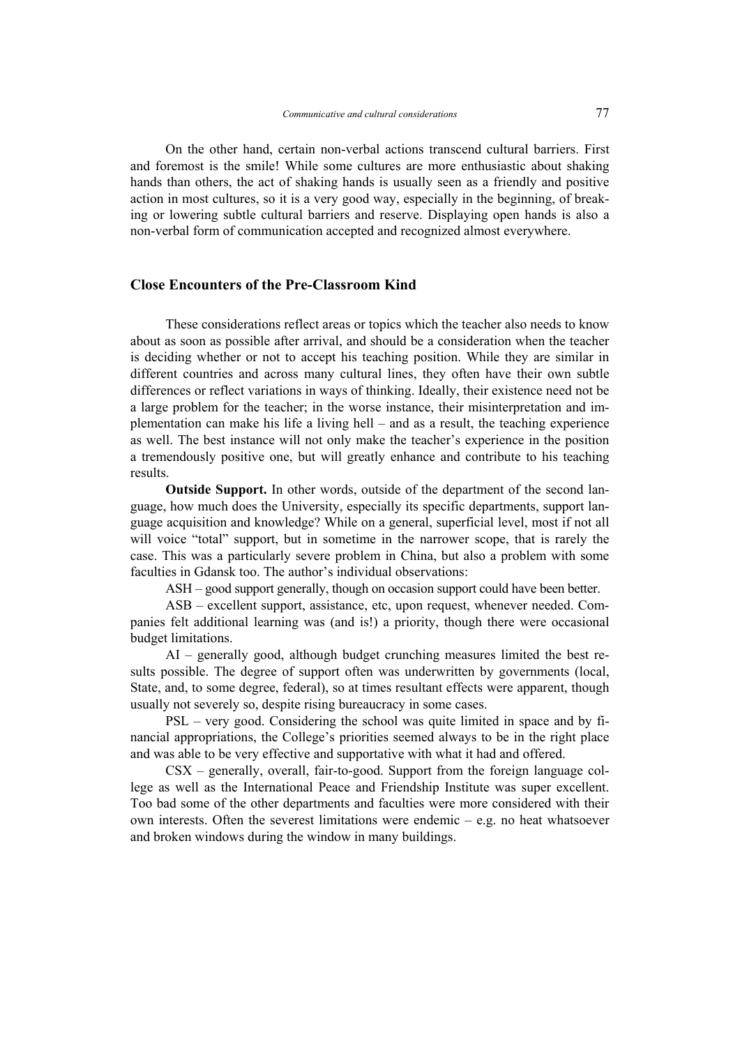On the other hand, certain non-verbal actions transcend cultural barriers. First and foremost is the smile! While some cultures are more enthusiastic about shaking hands than others, the act of shaking hands is usually seen as a friendly and positive action in most cultures, so it is a very good way, especially in the beginning, of breaking or lowering subtle cultural barriers and reserve. Displaying open hands is also a non-verbal form of communication accepted and recognized almost everywhere.

## Close Encounters of the Pre-Classroom Kind

These considerations reflect areas or topics which the teacher also needs to know about as soon as possible after arrival, and should be a consideration when the teacher is deciding whether or not to accept his teaching position. While they are similar in different countries and across many cultural lines, they often have their own subtle differences or reflect variations in ways of thinking. Ideally, their existence need not be a large problem for the teacher; in the worse instance, their misinterpretation and implementation can make his life a living hell – and as a result, the teaching experience as well. The best instance will not only make the teacher's experience in the position a tremendously positive one, but will greatly enhance and contribute to his teaching results.

**Outside Support.** In other words, outside of the department of the second language, how much does the University, especially its specific departments, support language acquisition and knowledge? While on a general, superficial level, most if not all will voice "total" support, but in sometime in the narrower scope, that is rarely the case. This was a particularly severe problem in China, but also a problem with some faculties in Gdansk too. The author's individual observations:

ASH – good support generally, though on occasion support could have been better.

ASB – excellent support, assistance, etc, upon request, whenever needed. Companies felt additional learning was (and is!) a priority, though there were occasional budget limitations.

AI – generally good, although budget crunching measures limited the best results possible. The degree of support often was underwritten by governments (local, State, and, to some degree, federal), so at times resultant effects were apparent, though usually not severely so, despite rising bureaucracy in some cases.

PSL – very good. Considering the school was quite limited in space and by financial appropriations, the College's priorities seemed always to be in the right place and was able to be very effective and supportive with what it had and offered.

CSX – generally, overall, fair-to-good. Support from the foreign language college as well as the International Peace and Friendship Institute was super excellent. Too bad some of the other departments and faculties were more considered with their own interests. Often the severest limitations were endemic – e.g. no heat whatsoever and broken windows during the window in many buildings.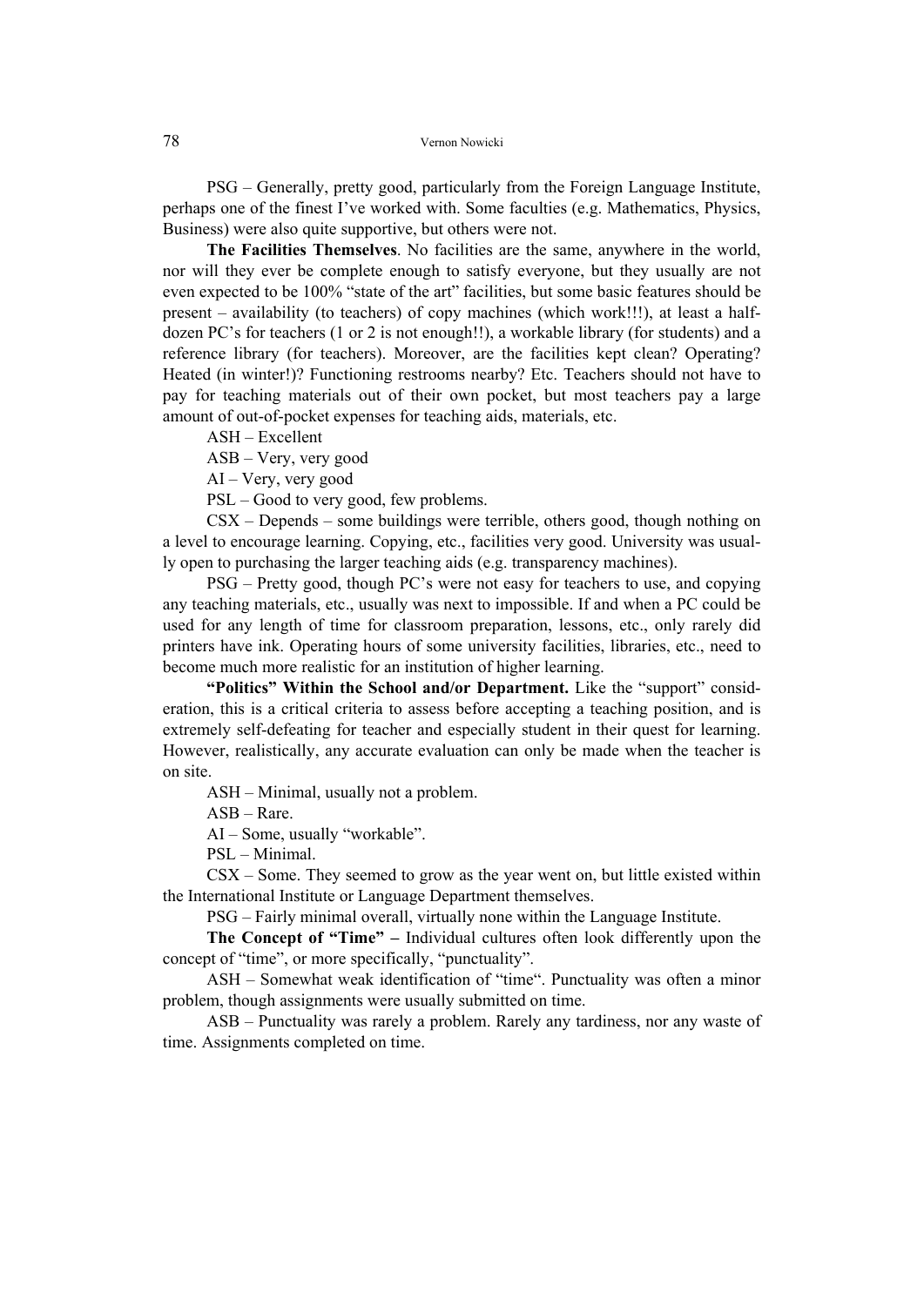PSG – Generally, pretty good, particularly from the Foreign Language Institute, perhaps one of the finest I've worked with. Some faculties (e.g. Mathematics, Physics, Business) were also quite supportive, but others were not.

**The Facilities Themselves**. No facilities are the same, anywhere in the world, nor will they ever be complete enough to satisfy everyone, but they usually are not even expected to be 100% "state of the art" facilities, but some basic features should be present – availability (to teachers) of copy machines (which work!!!), at least a half-dozen PC's for teachers (1 or 2 is not enough!!), a workable library (for students) and a reference library (for teachers). Moreover, are the facilities kept clean? Operating? Heated (in winter!)? Functioning restrooms nearby? Etc. Teachers should not have to pay for teaching materials out of their own pocket, but most teachers pay a large amount of out-of-pocket expenses for teaching aids, materials, etc.

ASH – Excellent

ASB – Very, very good

AI – Very, very good

PSL – Good to very good, few problems.

CSX – Depends – some buildings were terrible, others good, though nothing on a level to encourage learning. Copying, etc., facilities very good. University was usually open to purchasing the larger teaching aids (e.g. transparency machines).

PSG – Pretty good, though PC's were not easy for teachers to use, and copying any teaching materials, etc., usually was next to impossible. If and when a PC could be used for any length of time for classroom preparation, lessons, etc., only rarely did printers have ink. Operating hours of some university facilities, libraries, etc., need to become much more realistic for an institution of higher learning.

**"Politics" Within the School and/or Department.** Like the "support" consideration, this is a critical criteria to assess before accepting a teaching position, and is extremely self-defeating for teacher and especially student in their quest for learning. However, realistically, any accurate evaluation can only be made when the teacher is on site.

ASH – Minimal, usually not a problem.

ASB – Rare.

AI – Some, usually "workable".

PSL – Minimal.

CSX – Some. They seemed to grow as the year went on, but little existed within the International Institute or Language Department themselves.

PSG – Fairly minimal overall, virtually none within the Language Institute.

**The Concept of "Time" –** Individual cultures often look differently upon the concept of "time", or more specifically, "punctuality".

ASH – Somewhat weak identification of "time". Punctuality was often a minor problem, though assignments were usually submitted on time.

ASB – Punctuality was rarely a problem. Rarely any tardiness, nor any waste of time. Assignments completed on time.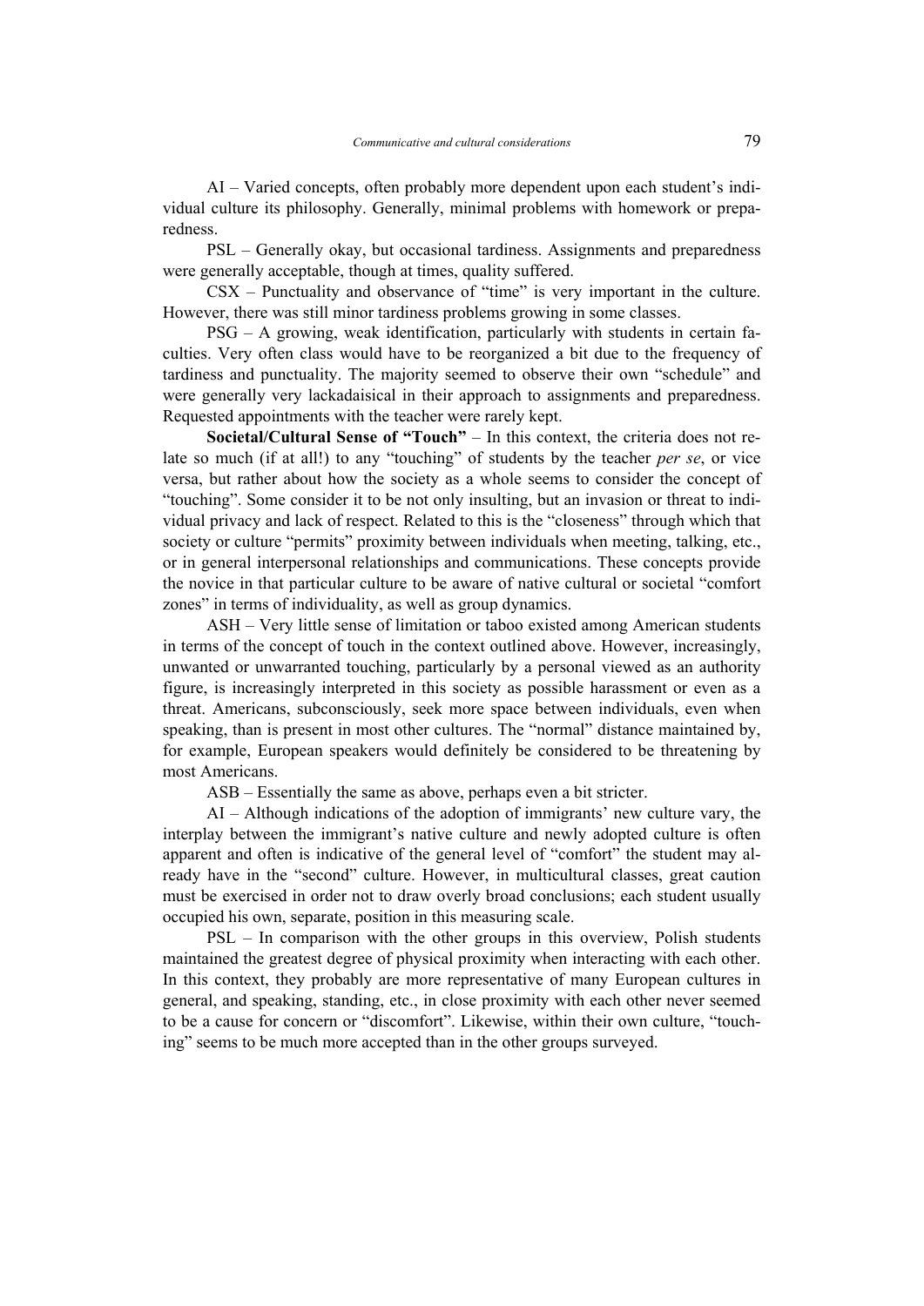AI – Varied concepts, often probably more dependent upon each student's individual culture its philosophy. Generally, minimal problems with homework or preparedness.

PSL – Generally okay, but occasional tardiness. Assignments and preparedness were generally acceptable, though at times, quality suffered.

CSX – Punctuality and observance of "time" is very important in the culture. However, there was still minor tardiness problems growing in some classes.

PSG – A growing, weak identification, particularly with students in certain faculties. Very often class would have to be reorganized a bit due to the frequency of tardiness and punctuality. The majority seemed to observe their own "schedule" and were generally very lackadaisical in their approach to assignments and preparedness. Requested appointments with the teacher were rarely kept.

**Societal/Cultural Sense of "Touch"** – In this context, the criteria does not relate so much (if at all!) to any "touching" of students by the teacher *per se*, or vice versa, but rather about how the society as a whole seems to consider the concept of "touching". Some consider it to be not only insulting, but an invasion or threat to individual privacy and lack of respect. Related to this is the "closeness" through which that society or culture "permits" proximity between individuals when meeting, talking, etc., or in general interpersonal relationships and communications. These concepts provide the novice in that particular culture to be aware of native cultural or societal "comfort zones" in terms of individuality, as well as group dynamics.

ASH – Very little sense of limitation or taboo existed among American students in terms of the concept of touch in the context outlined above. However, increasingly, unwanted or unwarranted touching, particularly by a personal viewed as an authority figure, is increasingly interpreted in this society as possible harassment or even as a threat. Americans, subconsciously, seek more space between individuals, even when speaking, than is present in most other cultures. The "normal" distance maintained by, for example, European speakers would definitely be considered to be threatening by most Americans.

ASB – Essentially the same as above, perhaps even a bit stricter.

AI – Although indications of the adoption of immigrants' new culture vary, the interplay between the immigrant's native culture and newly adopted culture is often apparent and often is indicative of the general level of "comfort" the student may already have in the "second" culture. However, in multicultural classes, great caution must be exercised in order not to draw overly broad conclusions; each student usually occupied his own, separate, position in this measuring scale.

PSL – In comparison with the other groups in this overview, Polish students maintained the greatest degree of physical proximity when interacting with each other. In this context, they probably are more representative of many European cultures in general, and speaking, standing, etc., in close proximity with each other never seemed to be a cause for concern or "discomfort". Likewise, within their own culture, "touching" seems to be much more accepted than in the other groups surveyed.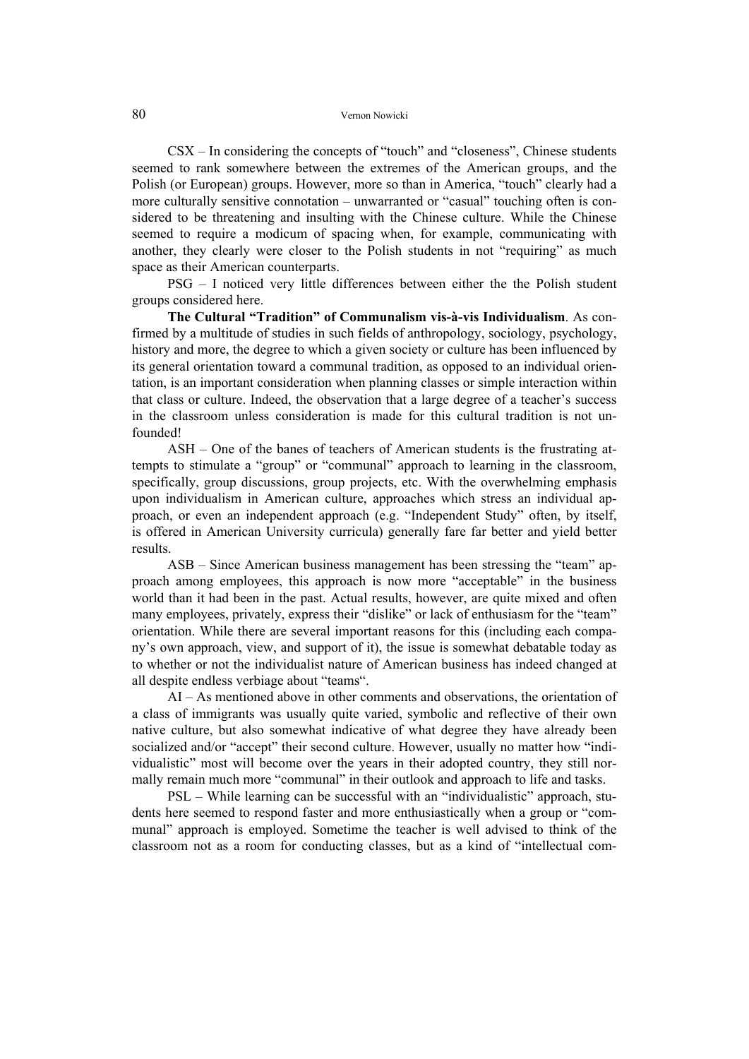CSX – In considering the concepts of "touch" and "closeness", Chinese students seemed to rank somewhere between the extremes of the American groups, and the Polish (or European) groups. However, more so than in America, "touch" clearly had a more culturally sensitive connotation – unwarranted or "casual" touching often is considered to be threatening and insulting with the Chinese culture. While the Chinese seemed to require a modicum of spacing when, for example, communicating with another, they clearly were closer to the Polish students in not "requiring" as much space as their American counterparts.

PSG – I noticed very little differences between either the the Polish student groups considered here.

**The Cultural "Tradition" of Communalism vis-à-vis Individualism**. As confirmed by a multitude of studies in such fields of anthropology, sociology, psychology, history and more, the degree to which a given society or culture has been influenced by its general orientation toward a communal tradition, as opposed to an individual orientation, is an important consideration when planning classes or simple interaction within that class or culture. Indeed, the observation that a large degree of a teacher's success in the classroom unless consideration is made for this cultural tradition is not unfounded!

ASH – One of the banes of teachers of American students is the frustrating attempts to stimulate a "group" or "communal" approach to learning in the classroom, specifically, group discussions, group projects, etc. With the overwhelming emphasis upon individualism in American culture, approaches which stress an individual approach, or even an independent approach (e.g. "Independent Study" often, by itself, is offered in American University curricula) generally fare far better and yield better results.

ASB – Since American business management has been stressing the "team" approach among employees, this approach is now more "acceptable" in the business world than it had been in the past. Actual results, however, are quite mixed and often many employees, privately, express their "dislike" or lack of enthusiasm for the "team" orientation. While there are several important reasons for this (including each company's own approach, view, and support of it), the issue is somewhat debatable today as to whether or not the individualist nature of American business has indeed changed at all despite endless verbiage about "teams".

AI – As mentioned above in other comments and observations, the orientation of a class of immigrants was usually quite varied, symbolic and reflective of their own native culture, but also somewhat indicative of what degree they have already been socialized and/or "accept" their second culture. However, usually no matter how "individualistic" most will become over the years in their adopted country, they still normally remain much more "communal" in their outlook and approach to life and tasks.

PSL – While learning can be successful with an "individualistic" approach, students here seemed to respond faster and more enthusiastically when a group or "communal" approach is employed. Sometime the teacher is well advised to think of the classroom not as a room for conducting classes, but as a kind of "intellectual com-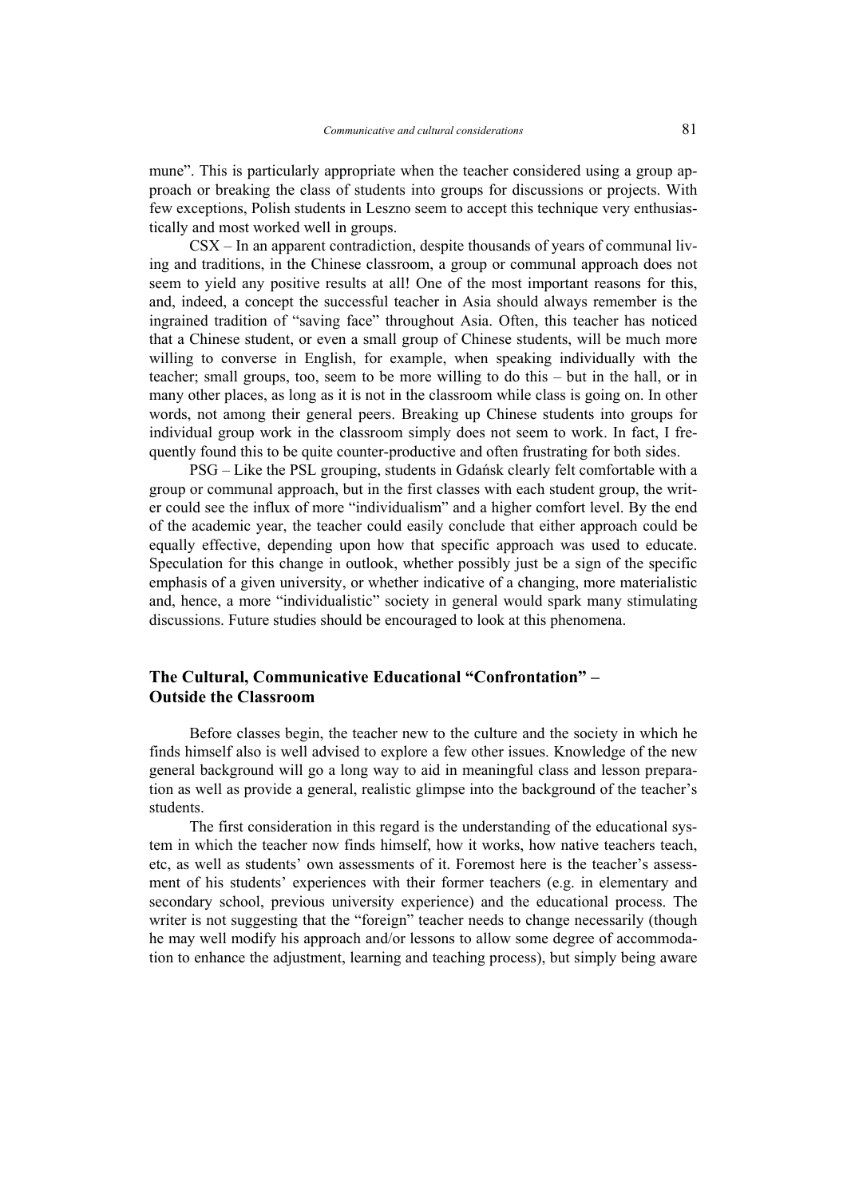mune". This is particularly appropriate when the teacher considered using a group approach or breaking the class of students into groups for discussions or projects. With few exceptions, Polish students in Leszno seem to accept this technique very enthusiastically and most worked well in groups.

CSX – In an apparent contradiction, despite thousands of years of communal living and traditions, in the Chinese classroom, a group or communal approach does not seem to yield any positive results at all! One of the most important reasons for this, and, indeed, a concept the successful teacher in Asia should always remember is the ingrained tradition of "saving face" throughout Asia. Often, this teacher has noticed that a Chinese student, or even a small group of Chinese students, will be much more willing to converse in English, for example, when speaking individually with the teacher; small groups, too, seem to be more willing to do this – but in the hall, or in many other places, as long as it is not in the classroom while class is going on. In other words, not among their general peers. Breaking up Chinese students into groups for individual group work in the classroom simply does not seem to work. In fact, I frequently found this to be quite counter-productive and often frustrating for both sides.

PSG – Like the PSL grouping, students in Gdańsk clearly felt comfortable with a group or communal approach, but in the first classes with each student group, the writer could see the influx of more "individualism" and a higher comfort level. By the end of the academic year, the teacher could easily conclude that either approach could be equally effective, depending upon how that specific approach was used to educate. Speculation for this change in outlook, whether possibly just be a sign of the specific emphasis of a given university, or whether indicative of a changing, more materialistic and, hence, a more "individualistic" society in general would spark many stimulating discussions. Future studies should be encouraged to look at this phenomena.

## The Cultural, Communicative Educational "Confrontation" – Outside the Classroom

Before classes begin, the teacher new to the culture and the society in which he finds himself also is well advised to explore a few other issues. Knowledge of the new general background will go a long way to aid in meaningful class and lesson preparation as well as provide a general, realistic glimpse into the background of the teacher's students.

The first consideration in this regard is the understanding of the educational system in which the teacher now finds himself, how it works, how native teachers teach, etc, as well as students' own assessments of it. Foremost here is the teacher's assessment of his students' experiences with their former teachers (e.g. in elementary and secondary school, previous university experience) and the educational process. The writer is not suggesting that the "foreign" teacher needs to change necessarily (though he may well modify his approach and/or lessons to allow some degree of accommodation to enhance the adjustment, learning and teaching process), but simply being aware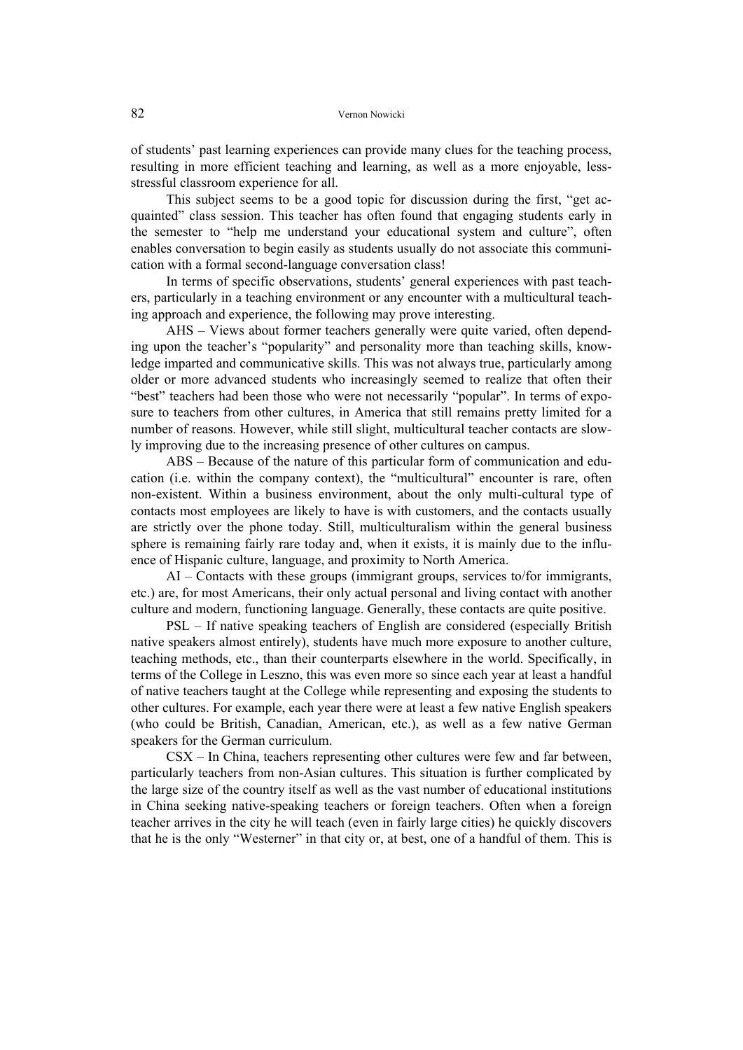of students' past learning experiences can provide many clues for the teaching process, resulting in more efficient teaching and learning, as well as a more enjoyable, less-stressful classroom experience for all.

This subject seems to be a good topic for discussion during the first, "get acquainted" class session. This teacher has often found that engaging students early in the semester to "help me understand your educational system and culture", often enables conversation to begin easily as students usually do not associate this communication with a formal second-language conversation class!

In terms of specific observations, students' general experiences with past teachers, particularly in a teaching environment or any encounter with a multicultural teaching approach and experience, the following may prove interesting.

AHS – Views about former teachers generally were quite varied, often depending upon the teacher's "popularity" and personality more than teaching skills, knowledge imparted and communicative skills. This was not always true, particularly among older or more advanced students who increasingly seemed to realize that often their "best" teachers had been those who were not necessarily "popular". In terms of exposure to teachers from other cultures, in America that still remains pretty limited for a number of reasons. However, while still slight, multicultural teacher contacts are slowly improving due to the increasing presence of other cultures on campus.

ABS – Because of the nature of this particular form of communication and education (i.e. within the company context), the "multicultural" encounter is rare, often non-existent. Within a business environment, about the only multi-cultural type of contacts most employees are likely to have is with customers, and the contacts usually are strictly over the phone today. Still, multiculturalism within the general business sphere is remaining fairly rare today and, when it exists, it is mainly due to the influence of Hispanic culture, language, and proximity to North America.

AI – Contacts with these groups (immigrant groups, services to/for immigrants, etc.) are, for most Americans, their only actual personal and living contact with another culture and modern, functioning language. Generally, these contacts are quite positive.

PSL – If native speaking teachers of English are considered (especially British native speakers almost entirely), students have much more exposure to another culture, teaching methods, etc., than their counterparts elsewhere in the world. Specifically, in terms of the College in Leszno, this was even more so since each year at least a handful of native teachers taught at the College while representing and exposing the students to other cultures. For example, each year there were at least a few native English speakers (who could be British, Canadian, American, etc.), as well as a few native German speakers for the German curriculum.

CSX – In China, teachers representing other cultures were few and far between, particularly teachers from non-Asian cultures. This situation is further complicated by the large size of the country itself as well as the vast number of educational institutions in China seeking native-speaking teachers or foreign teachers. Often when a foreign teacher arrives in the city he will teach (even in fairly large cities) he quickly discovers that he is the only "Westerner" in that city or, at best, one of a handful of them. This is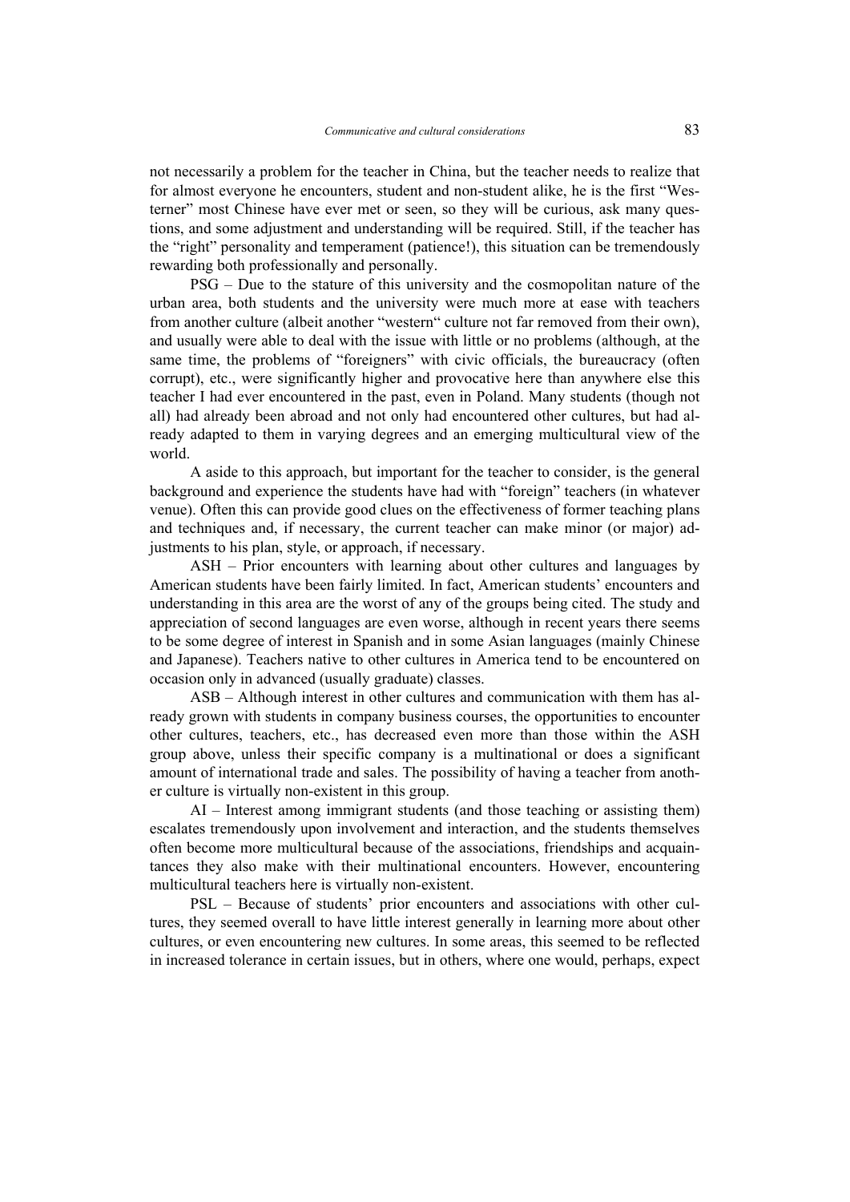not necessarily a problem for the teacher in China, but the teacher needs to realize that for almost everyone he encounters, student and non-student alike, he is the first "Westerner" most Chinese have ever met or seen, so they will be curious, ask many questions, and some adjustment and understanding will be required. Still, if the teacher has the "right" personality and temperament (patience!), this situation can be tremendously rewarding both professionally and personally.

PSG – Due to the stature of this university and the cosmopolitan nature of the urban area, both students and the university were much more at ease with teachers from another culture (albeit another "western" culture not far removed from their own), and usually were able to deal with the issue with little or no problems (although, at the same time, the problems of "foreigners" with civic officials, the bureaucracy (often corrupt), etc., were significantly higher and provocative here than anywhere else this teacher I had ever encountered in the past, even in Poland. Many students (though not all) had already been abroad and not only had encountered other cultures, but had already adapted to them in varying degrees and an emerging multicultural view of the world.

A aside to this approach, but important for the teacher to consider, is the general background and experience the students have had with "foreign" teachers (in whatever venue). Often this can provide good clues on the effectiveness of former teaching plans and techniques and, if necessary, the current teacher can make minor (or major) adjustments to his plan, style, or approach, if necessary.

ASH – Prior encounters with learning about other cultures and languages by American students have been fairly limited. In fact, American students' encounters and understanding in this area are the worst of any of the groups being cited. The study and appreciation of second languages are even worse, although in recent years there seems to be some degree of interest in Spanish and in some Asian languages (mainly Chinese and Japanese). Teachers native to other cultures in America tend to be encountered on occasion only in advanced (usually graduate) classes.

ASB – Although interest in other cultures and communication with them has already grown with students in company business courses, the opportunities to encounter other cultures, teachers, etc., has decreased even more than those within the ASH group above, unless their specific company is a multinational or does a significant amount of international trade and sales. The possibility of having a teacher from another culture is virtually non-existent in this group.

AI – Interest among immigrant students (and those teaching or assisting them) escalates tremendously upon involvement and interaction, and the students themselves often become more multicultural because of the associations, friendships and acquaintances they also make with their multinational encounters. However, encountering multicultural teachers here is virtually non-existent.

PSL – Because of students' prior encounters and associations with other cultures, they seemed overall to have little interest generally in learning more about other cultures, or even encountering new cultures. In some areas, this seemed to be reflected in increased tolerance in certain issues, but in others, where one would, perhaps, expect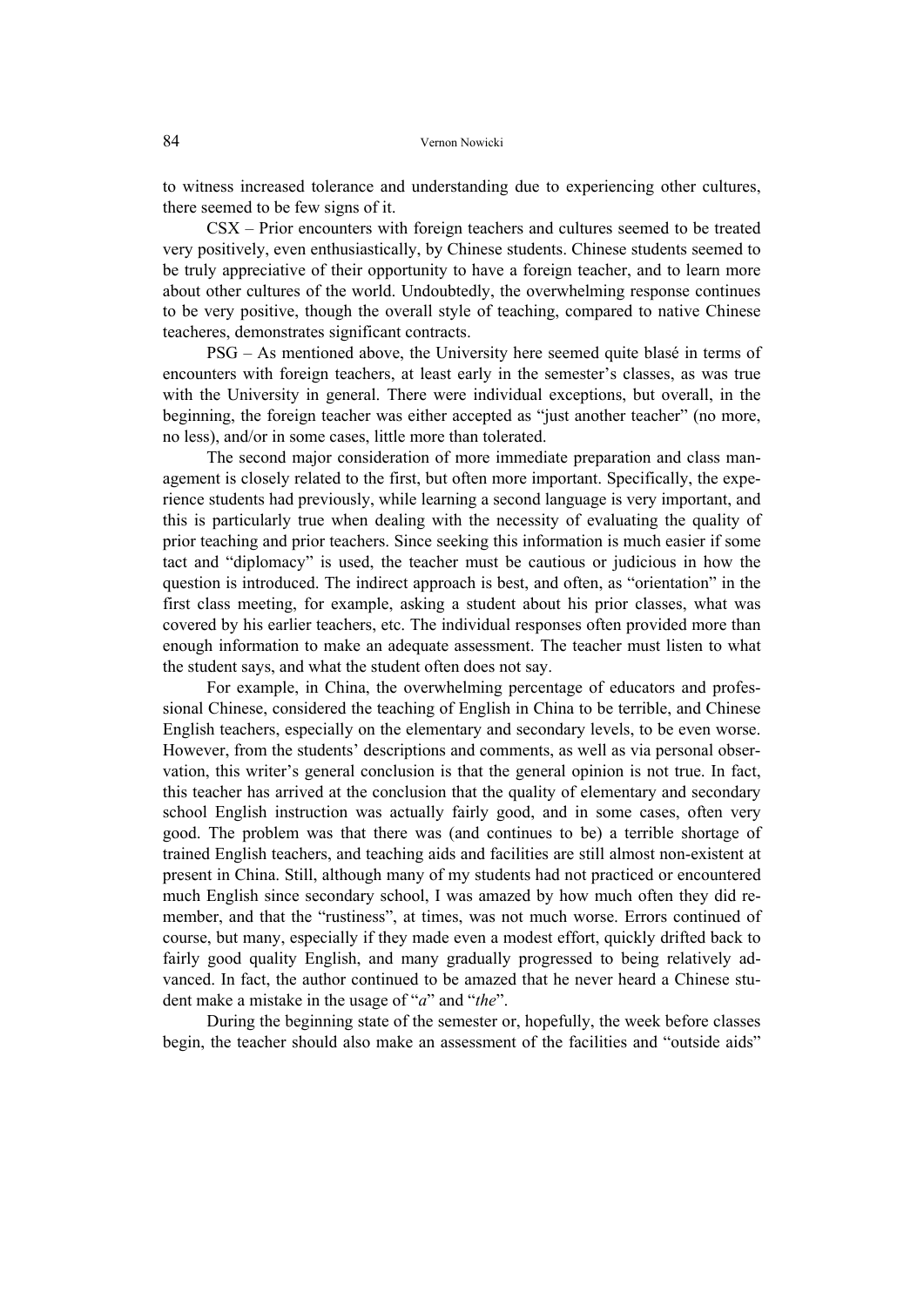to witness increased tolerance and understanding due to experiencing other cultures, there seemed to be few signs of it.

CSX – Prior encounters with foreign teachers and cultures seemed to be treated very positively, even enthusiastically, by Chinese students. Chinese students seemed to be truly appreciative of their opportunity to have a foreign teacher, and to learn more about other cultures of the world. Undoubtedly, the overwhelming response continues to be very positive, though the overall style of teaching, compared to native Chinese teacheres, demonstrates significant contracts.

PSG – As mentioned above, the University here seemed quite blasé in terms of encounters with foreign teachers, at least early in the semester's classes, as was true with the University in general. There were individual exceptions, but overall, in the beginning, the foreign teacher was either accepted as "just another teacher" (no more, no less), and/or in some cases, little more than tolerated.

The second major consideration of more immediate preparation and class management is closely related to the first, but often more important. Specifically, the experience students had previously, while learning a second language is very important, and this is particularly true when dealing with the necessity of evaluating the quality of prior teaching and prior teachers. Since seeking this information is much easier if some tact and "diplomacy" is used, the teacher must be cautious or judicious in how the question is introduced. The indirect approach is best, and often, as "orientation" in the first class meeting, for example, asking a student about his prior classes, what was covered by his earlier teachers, etc. The individual responses often provided more than enough information to make an adequate assessment. The teacher must listen to what the student says, and what the student often does not say.

For example, in China, the overwhelming percentage of educators and professional Chinese, considered the teaching of English in China to be terrible, and Chinese English teachers, especially on the elementary and secondary levels, to be even worse. However, from the students' descriptions and comments, as well as via personal observation, this writer's general conclusion is that the general opinion is not true. In fact, this teacher has arrived at the conclusion that the quality of elementary and secondary school English instruction was actually fairly good, and in some cases, often very good. The problem was that there was (and continues to be) a terrible shortage of trained English teachers, and teaching aids and facilities are still almost non-existent at present in China. Still, although many of my students had not practiced or encountered much English since secondary school, I was amazed by how much often they did remember, and that the "rustiness", at times, was not much worse. Errors continued of course, but many, especially if they made even a modest effort, quickly drifted back to fairly good quality English, and many gradually progressed to being relatively advanced. In fact, the author continued to be amazed that he never heard a Chinese student make a mistake in the usage of "*a*" and "*the*".

During the beginning state of the semester or, hopefully, the week before classes begin, the teacher should also make an assessment of the facilities and "outside aids"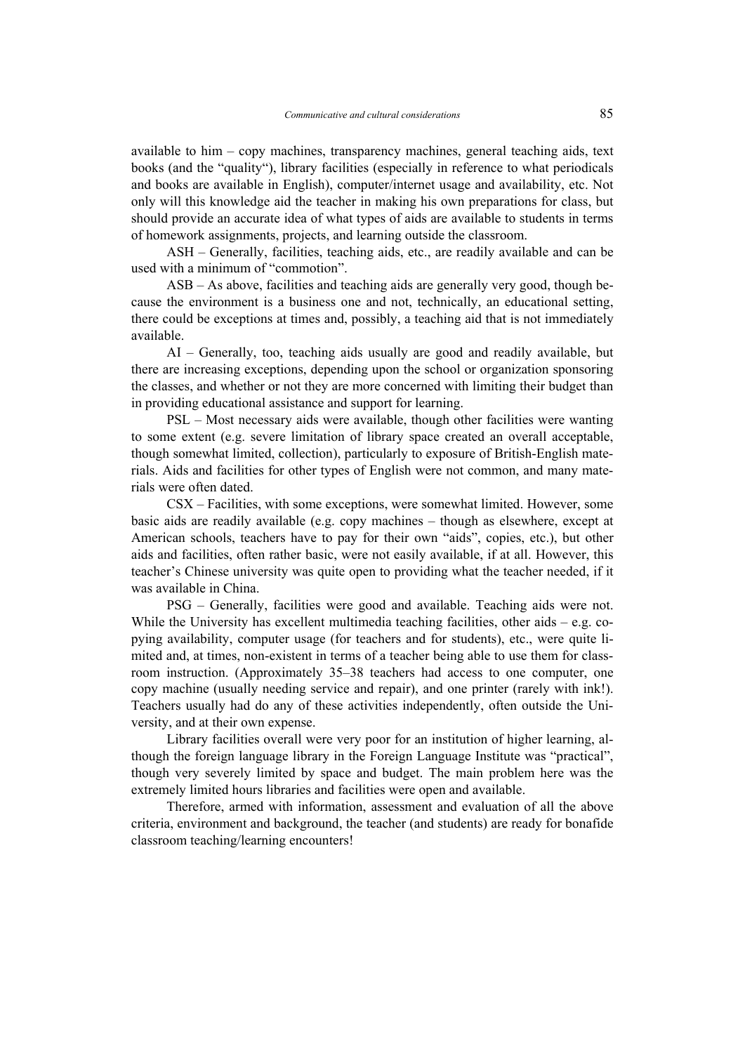available to him – copy machines, transparency machines, general teaching aids, text books (and the "quality"), library facilities (especially in reference to what periodicals and books are available in English), computer/internet usage and availability, etc. Not only will this knowledge aid the teacher in making his own preparations for class, but should provide an accurate idea of what types of aids are available to students in terms of homework assignments, projects, and learning outside the classroom.

ASH – Generally, facilities, teaching aids, etc., are readily available and can be used with a minimum of "commotion".

ASB – As above, facilities and teaching aids are generally very good, though because the environment is a business one and not, technically, an educational setting, there could be exceptions at times and, possibly, a teaching aid that is not immediately available.

AI – Generally, too, teaching aids usually are good and readily available, but there are increasing exceptions, depending upon the school or organization sponsoring the classes, and whether or not they are more concerned with limiting their budget than in providing educational assistance and support for learning.

PSL – Most necessary aids were available, though other facilities were wanting to some extent (e.g. severe limitation of library space created an overall acceptable, though somewhat limited, collection), particularly to exposure of British-English materials. Aids and facilities for other types of English were not common, and many materials were often dated.

CSX – Facilities, with some exceptions, were somewhat limited. However, some basic aids are readily available (e.g. copy machines – though as elsewhere, except at American schools, teachers have to pay for their own "aids", copies, etc.), but other aids and facilities, often rather basic, were not easily available, if at all. However, this teacher's Chinese university was quite open to providing what the teacher needed, if it was available in China.

PSG – Generally, facilities were good and available. Teaching aids were not. While the University has excellent multimedia teaching facilities, other aids – e.g. copying availability, computer usage (for teachers and for students), etc., were quite limited and, at times, non-existent in terms of a teacher being able to use them for classroom instruction. (Approximately 35–38 teachers had access to one computer, one copy machine (usually needing service and repair), and one printer (rarely with ink!). Teachers usually had do any of these activities independently, often outside the University, and at their own expense.

Library facilities overall were very poor for an institution of higher learning, although the foreign language library in the Foreign Language Institute was "practical", though very severely limited by space and budget. The main problem here was the extremely limited hours libraries and facilities were open and available.

Therefore, armed with information, assessment and evaluation of all the above criteria, environment and background, the teacher (and students) are ready for bonafide classroom teaching/learning encounters!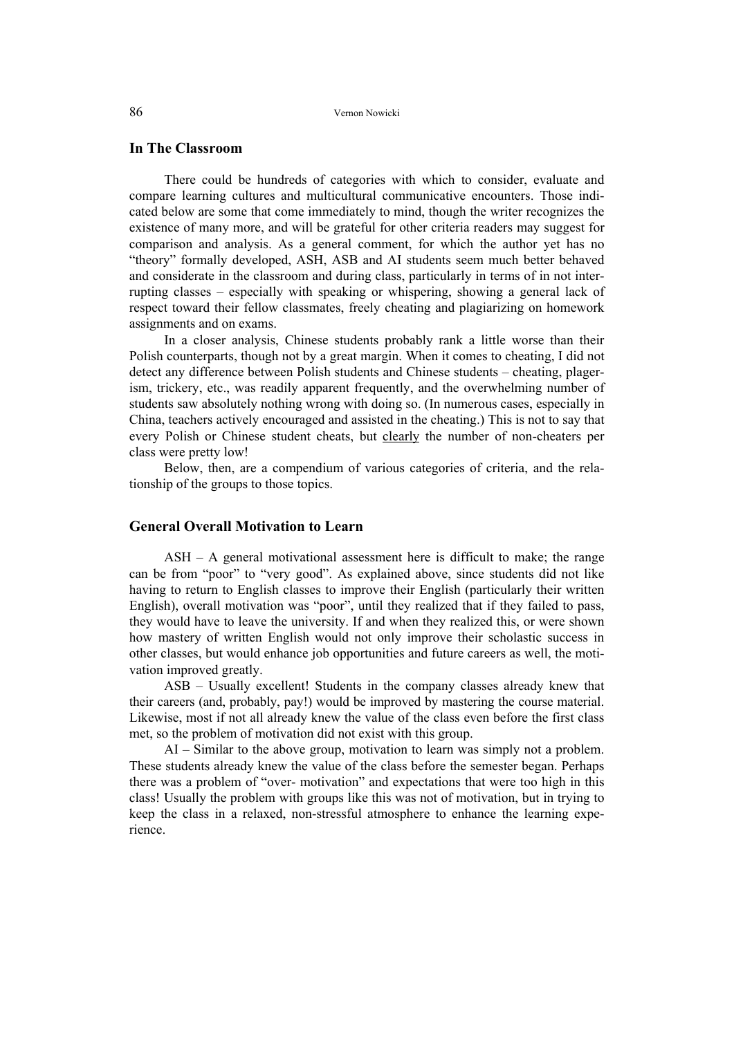## In The Classroom

There could be hundreds of categories with which to consider, evaluate and compare learning cultures and multicultural communicative encounters. Those indicated below are some that come immediately to mind, though the writer recognizes the existence of many more, and will be grateful for other criteria readers may suggest for comparison and analysis. As a general comment, for which the author yet has no "theory" formally developed, ASH, ASB and AI students seem much better behaved and considerate in the classroom and during class, particularly in terms of in not interrupting classes – especially with speaking or whispering, showing a general lack of respect toward their fellow classmates, freely cheating and plagiarizing on homework assignments and on exams.

In a closer analysis, Chinese students probably rank a little worse than their Polish counterparts, though not by a great margin. When it comes to cheating, I did not detect any difference between Polish students and Chinese students – cheating, plagerism, trickery, etc., was readily apparent frequently, and the overwhelming number of students saw absolutely nothing wrong with doing so. (In numerous cases, especially in China, teachers actively encouraged and assisted in the cheating.) This is not to say that every Polish or Chinese student cheats, but <u>clearly</u> the number of non-cheaters per class were pretty low!

Below, then, are a compendium of various categories of criteria, and the relationship of the groups to those topics.

## General Overall Motivation to Learn

ASH – A general motivational assessment here is difficult to make; the range can be from "poor" to "very good". As explained above, since students did not like having to return to English classes to improve their English (particularly their written English), overall motivation was "poor", until they realized that if they failed to pass, they would have to leave the university. If and when they realized this, or were shown how mastery of written English would not only improve their scholastic success in other classes, but would enhance job opportunities and future careers as well, the motivation improved greatly.

ASB – Usually excellent! Students in the company classes already knew that their careers (and, probably, pay!) would be improved by mastering the course material. Likewise, most if not all already knew the value of the class even before the first class met, so the problem of motivation did not exist with this group.

AI – Similar to the above group, motivation to learn was simply not a problem. These students already knew the value of the class before the semester began. Perhaps there was a problem of "over- motivation" and expectations that were too high in this class! Usually the problem with groups like this was not of motivation, but in trying to keep the class in a relaxed, non-stressful atmosphere to enhance the learning experience.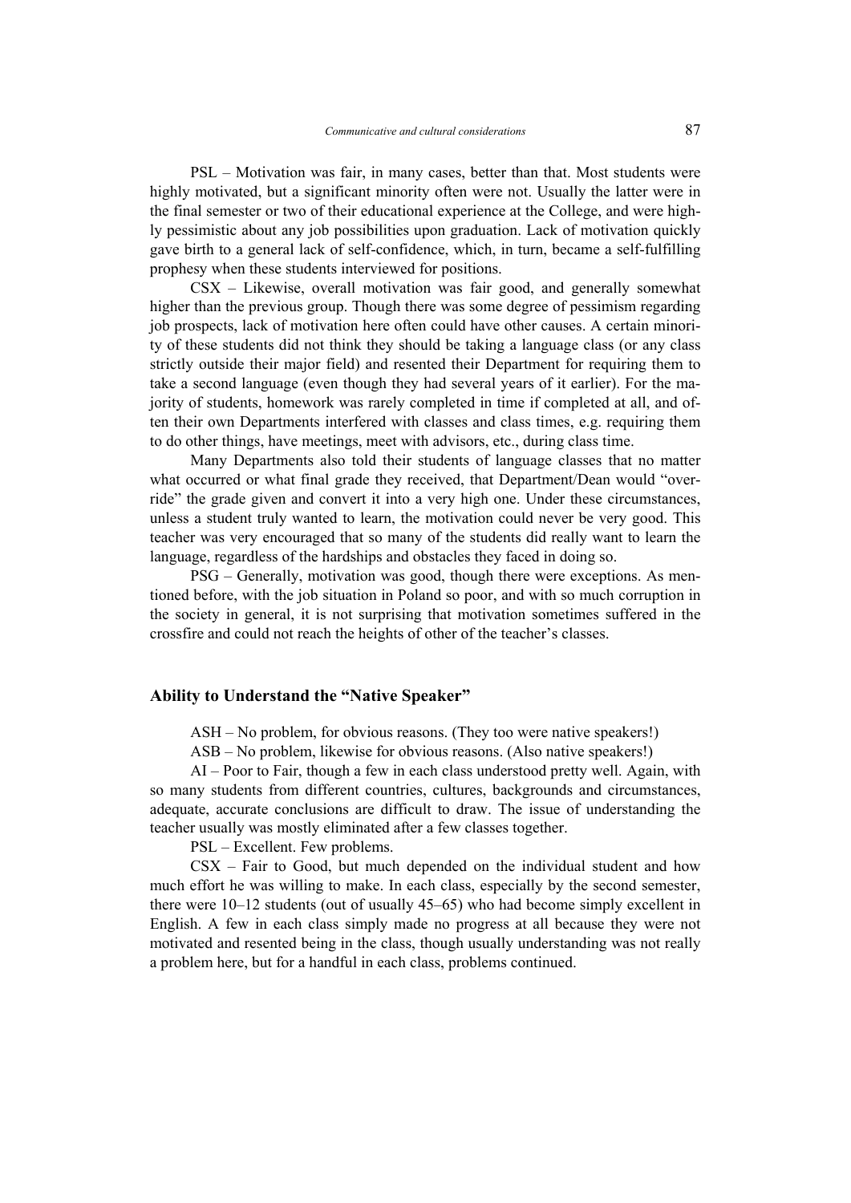PSL – Motivation was fair, in many cases, better than that. Most students were highly motivated, but a significant minority often were not. Usually the latter were in the final semester or two of their educational experience at the College, and were highly pessimistic about any job possibilities upon graduation. Lack of motivation quickly gave birth to a general lack of self-confidence, which, in turn, became a self-fulfilling prophesy when these students interviewed for positions.

CSX – Likewise, overall motivation was fair good, and generally somewhat higher than the previous group. Though there was some degree of pessimism regarding job prospects, lack of motivation here often could have other causes. A certain minority of these students did not think they should be taking a language class (or any class strictly outside their major field) and resented their Department for requiring them to take a second language (even though they had several years of it earlier). For the majority of students, homework was rarely completed in time if completed at all, and often their own Departments interfered with classes and class times, e.g. requiring them to do other things, have meetings, meet with advisors, etc., during class time.

Many Departments also told their students of language classes that no matter what occurred or what final grade they received, that Department/Dean would "override" the grade given and convert it into a very high one. Under these circumstances, unless a student truly wanted to learn, the motivation could never be very good. This teacher was very encouraged that so many of the students did really want to learn the language, regardless of the hardships and obstacles they faced in doing so.

PSG – Generally, motivation was good, though there were exceptions. As mentioned before, with the job situation in Poland so poor, and with so much corruption in the society in general, it is not surprising that motivation sometimes suffered in the crossfire and could not reach the heights of other of the teacher's classes.

## Ability to Understand the "Native Speaker"

ASH – No problem, for obvious reasons. (They too were native speakers!)

ASB – No problem, likewise for obvious reasons. (Also native speakers!)

AI – Poor to Fair, though a few in each class understood pretty well. Again, with so many students from different countries, cultures, backgrounds and circumstances, adequate, accurate conclusions are difficult to draw. The issue of understanding the teacher usually was mostly eliminated after a few classes together.

PSL – Excellent. Few problems.

CSX – Fair to Good, but much depended on the individual student and how much effort he was willing to make. In each class, especially by the second semester, there were 10–12 students (out of usually 45–65) who had become simply excellent in English. A few in each class simply made no progress at all because they were not motivated and resented being in the class, though usually understanding was not really a problem here, but for a handful in each class, problems continued.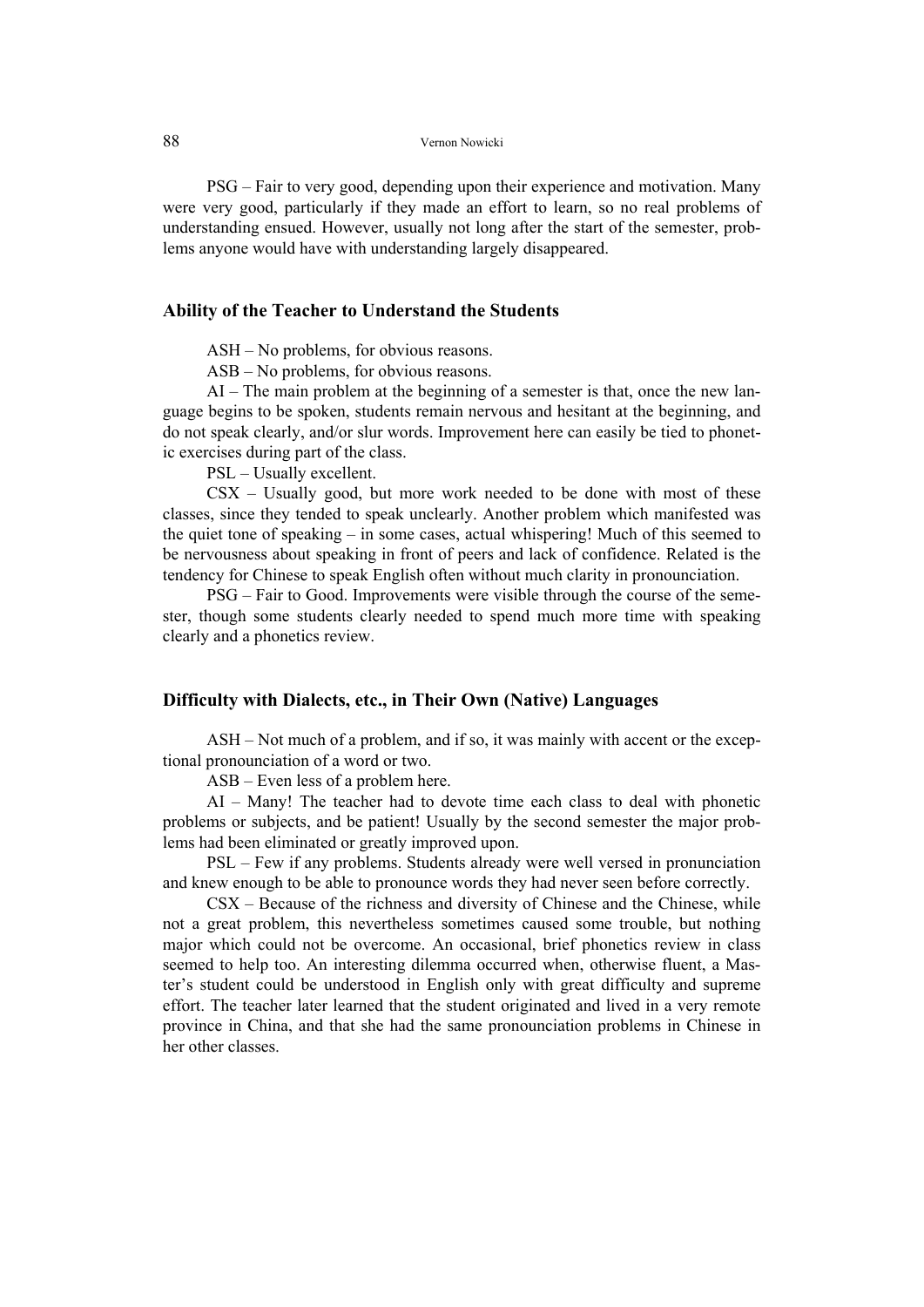PSG – Fair to very good, depending upon their experience and motivation. Many were very good, particularly if they made an effort to learn, so no real problems of understanding ensued. However, usually not long after the start of the semester, problems anyone would have with understanding largely disappeared.

## Ability of the Teacher to Understand the Students

ASH – No problems, for obvious reasons.

ASB – No problems, for obvious reasons.

AI – The main problem at the beginning of a semester is that, once the new language begins to be spoken, students remain nervous and hesitant at the beginning, and do not speak clearly, and/or slur words. Improvement here can easily be tied to phonetic exercises during part of the class.

PSL – Usually excellent.

CSX – Usually good, but more work needed to be done with most of these classes, since they tended to speak unclearly. Another problem which manifested was the quiet tone of speaking – in some cases, actual whispering! Much of this seemed to be nervousness about speaking in front of peers and lack of confidence. Related is the tendency for Chinese to speak English often without much clarity in pronounciation.

PSG – Fair to Good. Improvements were visible through the course of the semester, though some students clearly needed to spend much more time with speaking clearly and a phonetics review.

## Difficulty with Dialects, etc., in Their Own (Native) Languages

ASH – Not much of a problem, and if so, it was mainly with accent or the exceptional pronounciation of a word or two.

ASB – Even less of a problem here.

AI – Many! The teacher had to devote time each class to deal with phonetic problems or subjects, and be patient! Usually by the second semester the major problems had been eliminated or greatly improved upon.

PSL – Few if any problems. Students already were well versed in pronunciation and knew enough to be able to pronounce words they had never seen before correctly.

CSX – Because of the richness and diversity of Chinese and the Chinese, while not a great problem, this nevertheless sometimes caused some trouble, but nothing major which could not be overcome. An occasional, brief phonetics review in class seemed to help too. An interesting dilemma occurred when, otherwise fluent, a Master's student could be understood in English only with great difficulty and supreme effort. The teacher later learned that the student originated and lived in a very remote province in China, and that she had the same pronounciation problems in Chinese in her other classes.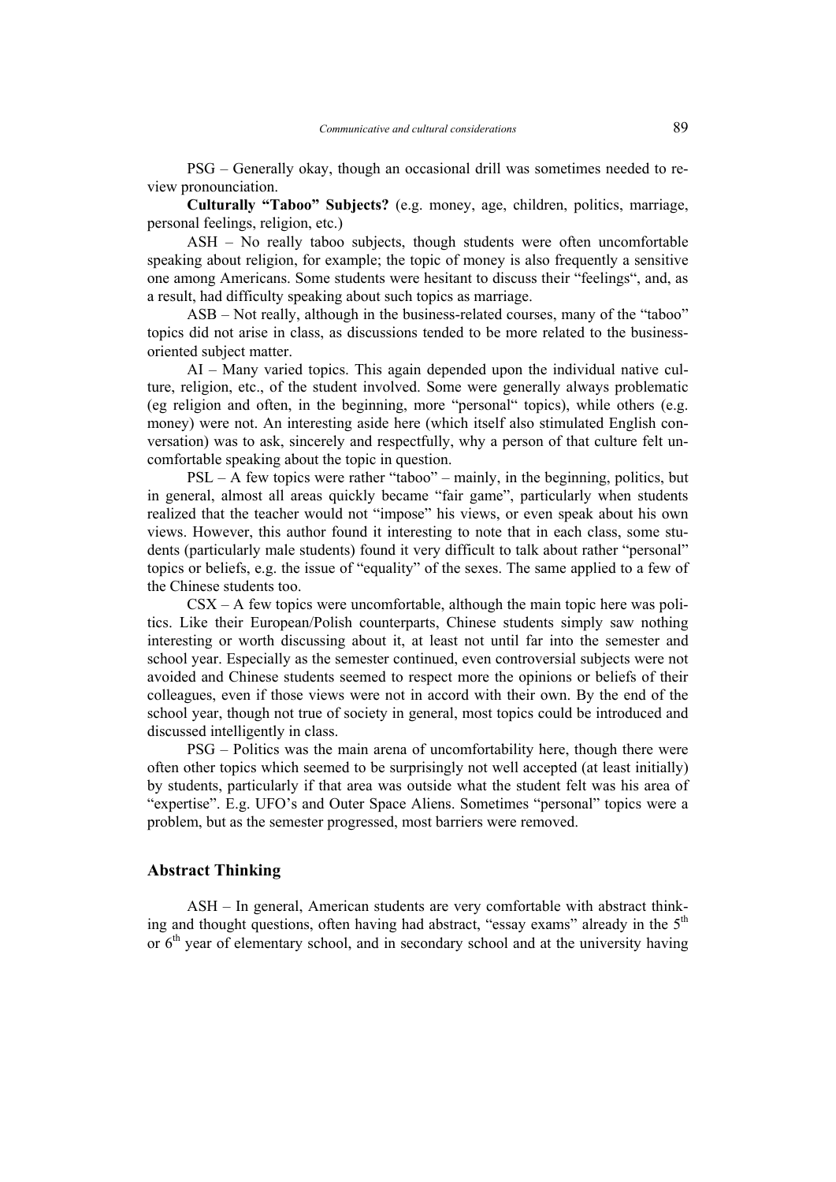PSG – Generally okay, though an occasional drill was sometimes needed to review pronounciation.

**Culturally "Taboo" Subjects?** (e.g. money, age, children, politics, marriage, personal feelings, religion, etc.)

ASH – No really taboo subjects, though students were often uncomfortable speaking about religion, for example; the topic of money is also frequently a sensitive one among Americans. Some students were hesitant to discuss their "feelings", and, as a result, had difficulty speaking about such topics as marriage.

ASB – Not really, although in the business-related courses, many of the "taboo" topics did not arise in class, as discussions tended to be more related to the business-oriented subject matter.

AI – Many varied topics. This again depended upon the individual native culture, religion, etc., of the student involved. Some were generally always problematic (eg religion and often, in the beginning, more "personal" topics), while others (e.g. money) were not. An interesting aside here (which itself also stimulated English conversation) was to ask, sincerely and respectfully, why a person of that culture felt uncomfortable speaking about the topic in question.

PSL – A few topics were rather "taboo" – mainly, in the beginning, politics, but in general, almost all areas quickly became "fair game", particularly when students realized that the teacher would not "impose" his views, or even speak about his own views. However, this author found it interesting to note that in each class, some students (particularly male students) found it very difficult to talk about rather "personal" topics or beliefs, e.g. the issue of "equality" of the sexes. The same applied to a few of the Chinese students too.

CSX – A few topics were uncomfortable, although the main topic here was politics. Like their European/Polish counterparts, Chinese students simply saw nothing interesting or worth discussing about it, at least not until far into the semester and school year. Especially as the semester continued, even controversial subjects were not avoided and Chinese students seemed to respect more the opinions or beliefs of their colleagues, even if those views were not in accord with their own. By the end of the school year, though not true of society in general, most topics could be introduced and discussed intelligently in class.

PSG – Politics was the main arena of uncomfortability here, though there were often other topics which seemed to be surprisingly not well accepted (at least initially) by students, particularly if that area was outside what the student felt was his area of "expertise". E.g. UFO's and Outer Space Aliens. Sometimes "personal" topics were a problem, but as the semester progressed, most barriers were removed.

### Abstract Thinking

ASH – In general, American students are very comfortable with abstract thinking and thought questions, often having had abstract, "essay exams" already in the 5th or 6th year of elementary school, and in secondary school and at the university having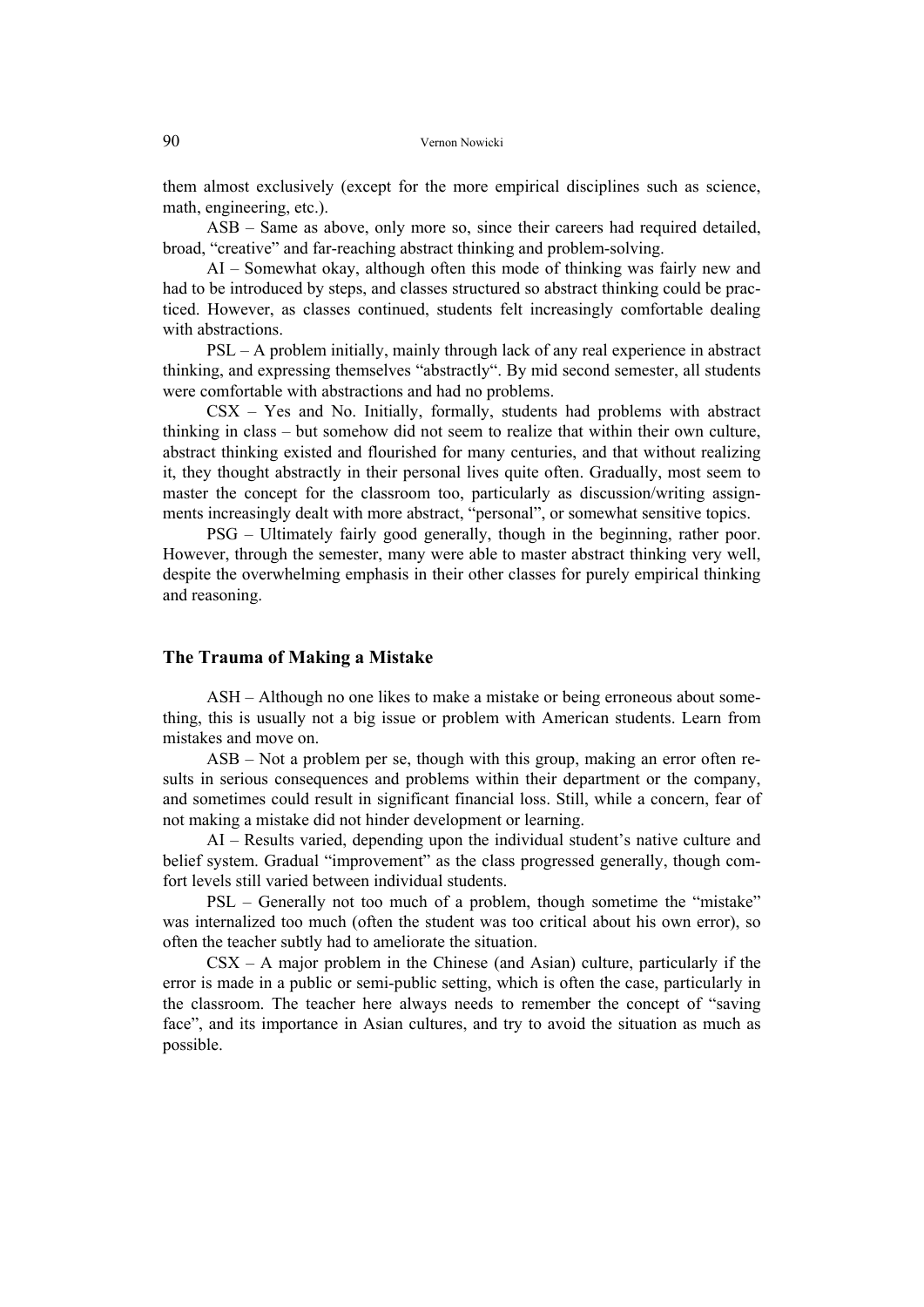them almost exclusively (except for the more empirical disciplines such as science, math, engineering, etc.).

ASB – Same as above, only more so, since their careers had required detailed, broad, "creative" and far-reaching abstract thinking and problem-solving.

AI – Somewhat okay, although often this mode of thinking was fairly new and had to be introduced by steps, and classes structured so abstract thinking could be practiced. However, as classes continued, students felt increasingly comfortable dealing with abstractions.

PSL – A problem initially, mainly through lack of any real experience in abstract thinking, and expressing themselves "abstractly". By mid second semester, all students were comfortable with abstractions and had no problems.

CSX – Yes and No. Initially, formally, students had problems with abstract thinking in class – but somehow did not seem to realize that within their own culture, abstract thinking existed and flourished for many centuries, and that without realizing it, they thought abstractly in their personal lives quite often. Gradually, most seem to master the concept for the classroom too, particularly as discussion/writing assignments increasingly dealt with more abstract, "personal", or somewhat sensitive topics.

PSG – Ultimately fairly good generally, though in the beginning, rather poor. However, through the semester, many were able to master abstract thinking very well, despite the overwhelming emphasis in their other classes for purely empirical thinking and reasoning.

## The Trauma of Making a Mistake

ASH – Although no one likes to make a mistake or being erroneous about something, this is usually not a big issue or problem with American students. Learn from mistakes and move on.

ASB – Not a problem per se, though with this group, making an error often results in serious consequences and problems within their department or the company, and sometimes could result in significant financial loss. Still, while a concern, fear of not making a mistake did not hinder development or learning.

AI – Results varied, depending upon the individual student's native culture and belief system. Gradual "improvement" as the class progressed generally, though comfort levels still varied between individual students.

PSL – Generally not too much of a problem, though sometime the "mistake" was internalized too much (often the student was too critical about his own error), so often the teacher subtly had to ameliorate the situation.

CSX – A major problem in the Chinese (and Asian) culture, particularly if the error is made in a public or semi-public setting, which is often the case, particularly in the classroom. The teacher here always needs to remember the concept of "saving face", and its importance in Asian cultures, and try to avoid the situation as much as possible.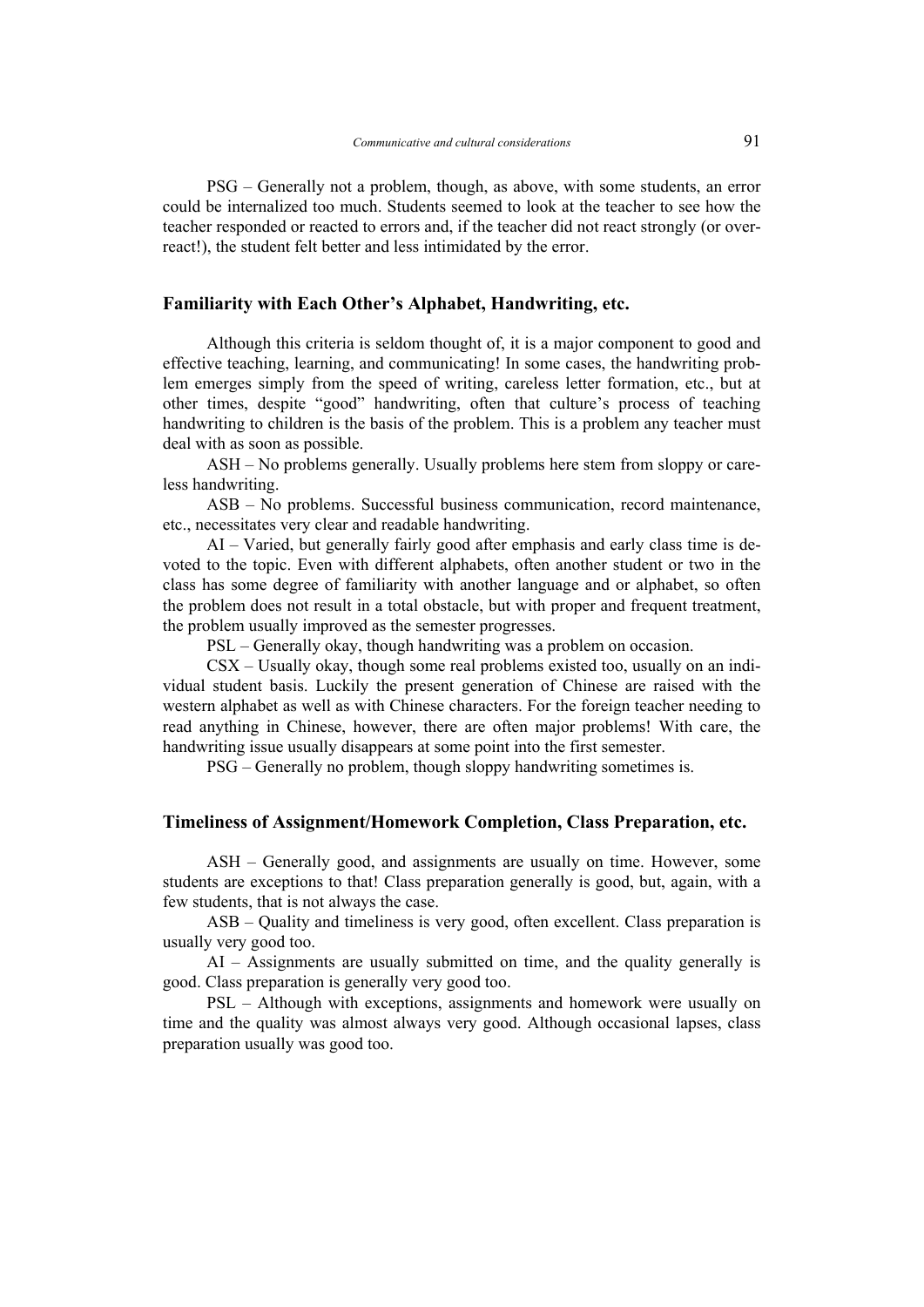PSG – Generally not a problem, though, as above, with some students, an error could be internalized too much. Students seemed to look at the teacher to see how the teacher responded or reacted to errors and, if the teacher did not react strongly (or over-react!), the student felt better and less intimidated by the error.

## Familiarity with Each Other's Alphabet, Handwriting, etc.

Although this criteria is seldom thought of, it is a major component to good and effective teaching, learning, and communicating! In some cases, the handwriting problem emerges simply from the speed of writing, careless letter formation, etc., but at other times, despite "good" handwriting, often that culture's process of teaching handwriting to children is the basis of the problem. This is a problem any teacher must deal with as soon as possible.

ASH – No problems generally. Usually problems here stem from sloppy or careless handwriting.

ASB – No problems. Successful business communication, record maintenance, etc., necessitates very clear and readable handwriting.

AI – Varied, but generally fairly good after emphasis and early class time is devoted to the topic. Even with different alphabets, often another student or two in the class has some degree of familiarity with another language and or alphabet, so often the problem does not result in a total obstacle, but with proper and frequent treatment, the problem usually improved as the semester progresses.

PSL – Generally okay, though handwriting was a problem on occasion.

CSX – Usually okay, though some real problems existed too, usually on an individual student basis. Luckily the present generation of Chinese are raised with the western alphabet as well as with Chinese characters. For the foreign teacher needing to read anything in Chinese, however, there are often major problems! With care, the handwriting issue usually disappears at some point into the first semester.

PSG – Generally no problem, though sloppy handwriting sometimes is.

## Timeliness of Assignment/Homework Completion, Class Preparation, etc.

ASH – Generally good, and assignments are usually on time. However, some students are exceptions to that! Class preparation generally is good, but, again, with a few students, that is not always the case.

ASB – Quality and timeliness is very good, often excellent. Class preparation is usually very good too.

AI – Assignments are usually submitted on time, and the quality generally is good. Class preparation is generally very good too.

PSL – Although with exceptions, assignments and homework were usually on time and the quality was almost always very good. Although occasional lapses, class preparation usually was good too.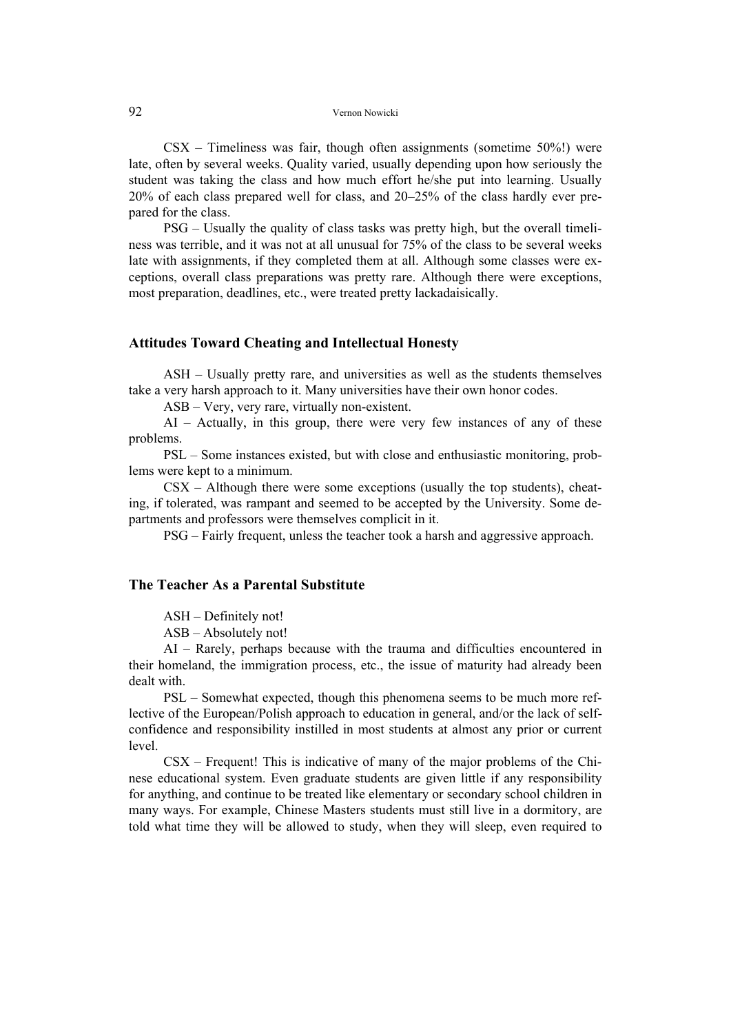CSX – Timeliness was fair, though often assignments (sometime 50%!) were late, often by several weeks. Quality varied, usually depending upon how seriously the student was taking the class and how much effort he/she put into learning. Usually 20% of each class prepared well for class, and 20–25% of the class hardly ever prepared for the class.

PSG – Usually the quality of class tasks was pretty high, but the overall timeliness was terrible, and it was not at all unusual for 75% of the class to be several weeks late with assignments, if they completed them at all. Although some classes were exceptions, overall class preparations was pretty rare. Although there were exceptions, most preparation, deadlines, etc., were treated pretty lackadaisically.

### Attitudes Toward Cheating and Intellectual Honesty

ASH – Usually pretty rare, and universities as well as the students themselves take a very harsh approach to it. Many universities have their own honor codes.

ASB – Very, very rare, virtually non-existent.

AI – Actually, in this group, there were very few instances of any of these problems.

PSL – Some instances existed, but with close and enthusiastic monitoring, problems were kept to a minimum.

CSX – Although there were some exceptions (usually the top students), cheating, if tolerated, was rampant and seemed to be accepted by the University. Some departments and professors were themselves complicit in it.

PSG – Fairly frequent, unless the teacher took a harsh and aggressive approach.

### The Teacher As a Parental Substitute

ASH – Definitely not!

ASB – Absolutely not!

AI – Rarely, perhaps because with the trauma and difficulties encountered in their homeland, the immigration process, etc., the issue of maturity had already been dealt with.

PSL – Somewhat expected, though this phenomena seems to be much more reflective of the European/Polish approach to education in general, and/or the lack of self-confidence and responsibility instilled in most students at almost any prior or current level.

CSX – Frequent! This is indicative of many of the major problems of the Chinese educational system. Even graduate students are given little if any responsibility for anything, and continue to be treated like elementary or secondary school children in many ways. For example, Chinese Masters students must still live in a dormitory, are told what time they will be allowed to study, when they will sleep, even required to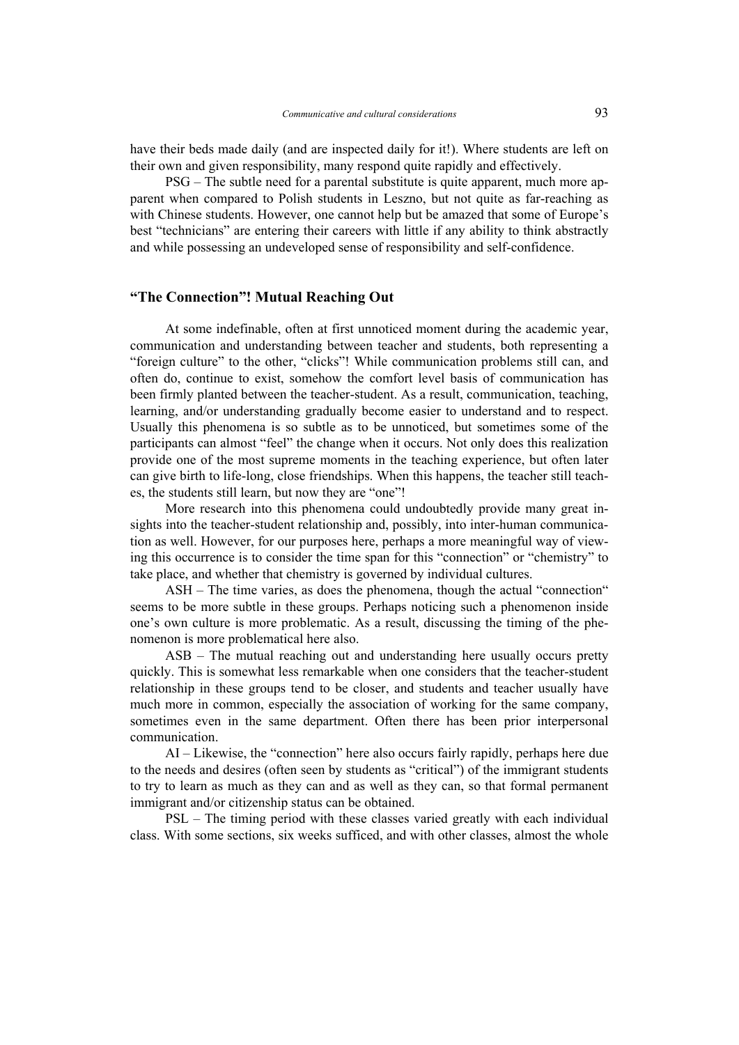have their beds made daily (and are inspected daily for it!). Where students are left on their own and given responsibility, many respond quite rapidly and effectively.

PSG – The subtle need for a parental substitute is quite apparent, much more apparent when compared to Polish students in Leszno, but not quite as far-reaching as with Chinese students. However, one cannot help but be amazed that some of Europe's best "technicians" are entering their careers with little if any ability to think abstractly and while possessing an undeveloped sense of responsibility and self-confidence.

## "The Connection"! Mutual Reaching Out

At some indefinable, often at first unnoticed moment during the academic year, communication and understanding between teacher and students, both representing a "foreign culture" to the other, "clicks"! While communication problems still can, and often do, continue to exist, somehow the comfort level basis of communication has been firmly planted between the teacher-student. As a result, communication, teaching, learning, and/or understanding gradually become easier to understand and to respect. Usually this phenomena is so subtle as to be unnoticed, but sometimes some of the participants can almost "feel" the change when it occurs. Not only does this realization provide one of the most supreme moments in the teaching experience, but often later can give birth to life-long, close friendships. When this happens, the teacher still teaches, the students still learn, but now they are "one"!

More research into this phenomena could undoubtedly provide many great insights into the teacher-student relationship and, possibly, into inter-human communication as well. However, for our purposes here, perhaps a more meaningful way of viewing this occurrence is to consider the time span for this "connection" or "chemistry" to take place, and whether that chemistry is governed by individual cultures.

ASH – The time varies, as does the phenomena, though the actual "connection" seems to be more subtle in these groups. Perhaps noticing such a phenomenon inside one's own culture is more problematic. As a result, discussing the timing of the phenomenon is more problematical here also.

ASB – The mutual reaching out and understanding here usually occurs pretty quickly. This is somewhat less remarkable when one considers that the teacher-student relationship in these groups tend to be closer, and students and teacher usually have much more in common, especially the association of working for the same company, sometimes even in the same department. Often there has been prior interpersonal communication.

AI – Likewise, the "connection" here also occurs fairly rapidly, perhaps here due to the needs and desires (often seen by students as "critical") of the immigrant students to try to learn as much as they can and as well as they can, so that formal permanent immigrant and/or citizenship status can be obtained.

PSL – The timing period with these classes varied greatly with each individual class. With some sections, six weeks sufficed, and with other classes, almost the whole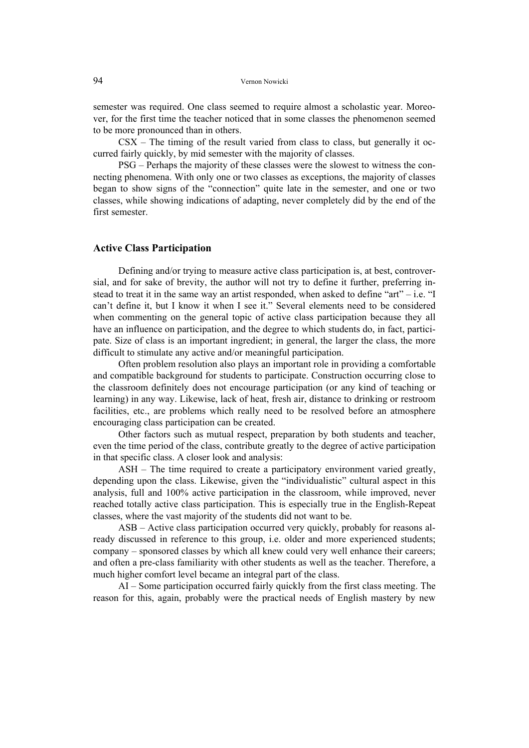semester was required. One class seemed to require almost a scholastic year. Moreover, for the first time the teacher noticed that in some classes the phenomenon seemed to be more pronounced than in others.

CSX – The timing of the result varied from class to class, but generally it occurred fairly quickly, by mid semester with the majority of classes.

PSG – Perhaps the majority of these classes were the slowest to witness the connecting phenomena. With only one or two classes as exceptions, the majority of classes began to show signs of the "connection" quite late in the semester, and one or two classes, while showing indications of adapting, never completely did by the end of the first semester.

## Active Class Participation

Defining and/or trying to measure active class participation is, at best, controversial, and for sake of brevity, the author will not try to define it further, preferring instead to treat it in the same way an artist responded, when asked to define "art" – i.e. "I can't define it, but I know it when I see it." Several elements need to be considered when commenting on the general topic of active class participation because they all have an influence on participation, and the degree to which students do, in fact, participate. Size of class is an important ingredient; in general, the larger the class, the more difficult to stimulate any active and/or meaningful participation.

Often problem resolution also plays an important role in providing a comfortable and compatible background for students to participate. Construction occurring close to the classroom definitely does not encourage participation (or any kind of teaching or learning) in any way. Likewise, lack of heat, fresh air, distance to drinking or restroom facilities, etc., are problems which really need to be resolved before an atmosphere encouraging class participation can be created.

Other factors such as mutual respect, preparation by both students and teacher, even the time period of the class, contribute greatly to the degree of active participation in that specific class. A closer look and analysis:

ASH – The time required to create a participatory environment varied greatly, depending upon the class. Likewise, given the "individualistic" cultural aspect in this analysis, full and 100% active participation in the classroom, while improved, never reached totally active class participation. This is especially true in the English-Repeat classes, where the vast majority of the students did not want to be.

ASB – Active class participation occurred very quickly, probably for reasons already discussed in reference to this group, i.e. older and more experienced students; company – sponsored classes by which all knew could very well enhance their careers; and often a pre-class familiarity with other students as well as the teacher. Therefore, a much higher comfort level became an integral part of the class.

AI – Some participation occurred fairly quickly from the first class meeting. The reason for this, again, probably were the practical needs of English mastery by new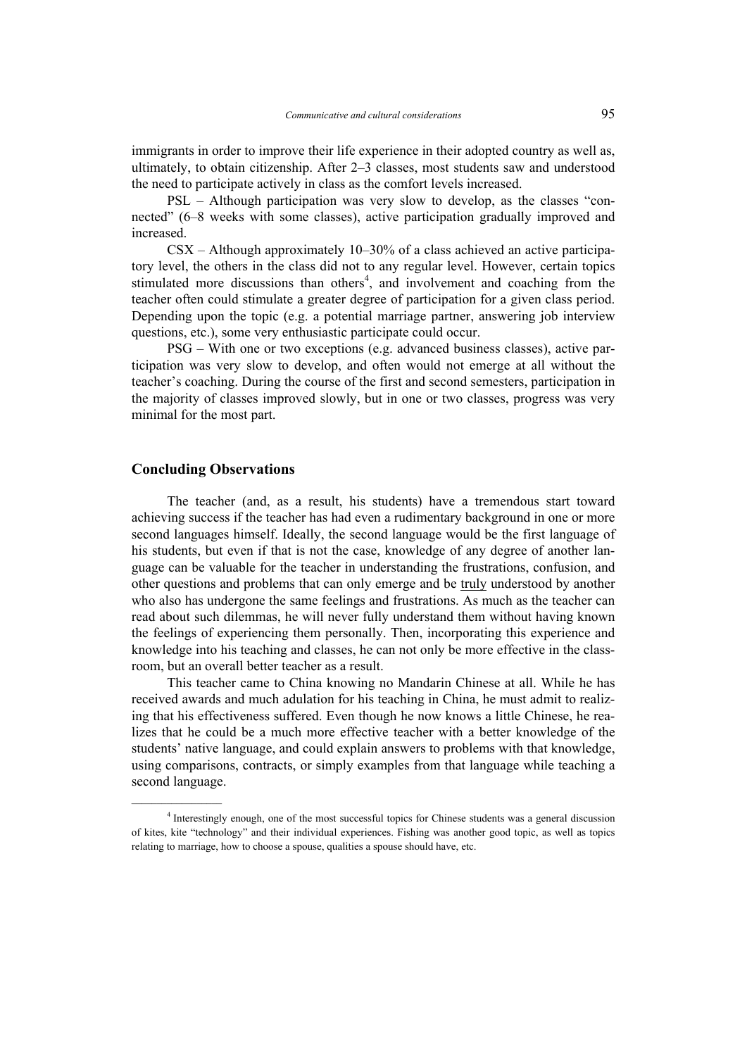immigrants in order to improve their life experience in their adopted country as well as, ultimately, to obtain citizenship. After 2–3 classes, most students saw and understood the need to participate actively in class as the comfort levels increased.

PSL – Although participation was very slow to develop, as the classes "connected" (6–8 weeks with some classes), active participation gradually improved and increased.

CSX – Although approximately 10–30% of a class achieved an active participatory level, the others in the class did not to any regular level. However, certain topics stimulated more discussions than others[4], and involvement and coaching from the teacher often could stimulate a greater degree of participation for a given class period. Depending upon the topic (e.g. a potential marriage partner, answering job interview questions, etc.), some very enthusiastic participate could occur.

PSG – With one or two exceptions (e.g. advanced business classes), active participation was very slow to develop, and often would not emerge at all without the teacher's coaching. During the course of the first and second semesters, participation in the majority of classes improved slowly, but in one or two classes, progress was very minimal for the most part.

## Concluding Observations

The teacher (and, as a result, his students) have a tremendous start toward achieving success if the teacher has had even a rudimentary background in one or more second languages himself. Ideally, the second language would be the first language of his students, but even if that is not the case, knowledge of any degree of another language can be valuable for the teacher in understanding the frustrations, confusion, and other questions and problems that can only emerge and be truly understood by another who also has undergone the same feelings and frustrations. As much as the teacher can read about such dilemmas, he will never fully understand them without having known the feelings of experiencing them personally. Then, incorporating this experience and knowledge into his teaching and classes, he can not only be more effective in the classroom, but an overall better teacher as a result.

This teacher came to China knowing no Mandarin Chinese at all. While he has received awards and much adulation for his teaching in China, he must admit to realizing that his effectiveness suffered. Even though he now knows a little Chinese, he realizes that he could be a much more effective teacher with a better knowledge of the students' native language, and could explain answers to problems with that knowledge, using comparisons, contracts, or simply examples from that language while teaching a second language.

---

[4] Interestingly enough, one of the most successful topics for Chinese students was a general discussion of kites, kite "technology" and their individual experiences. Fishing was another good topic, as well as topics relating to marriage, how to choose a spouse, qualities a spouse should have, etc.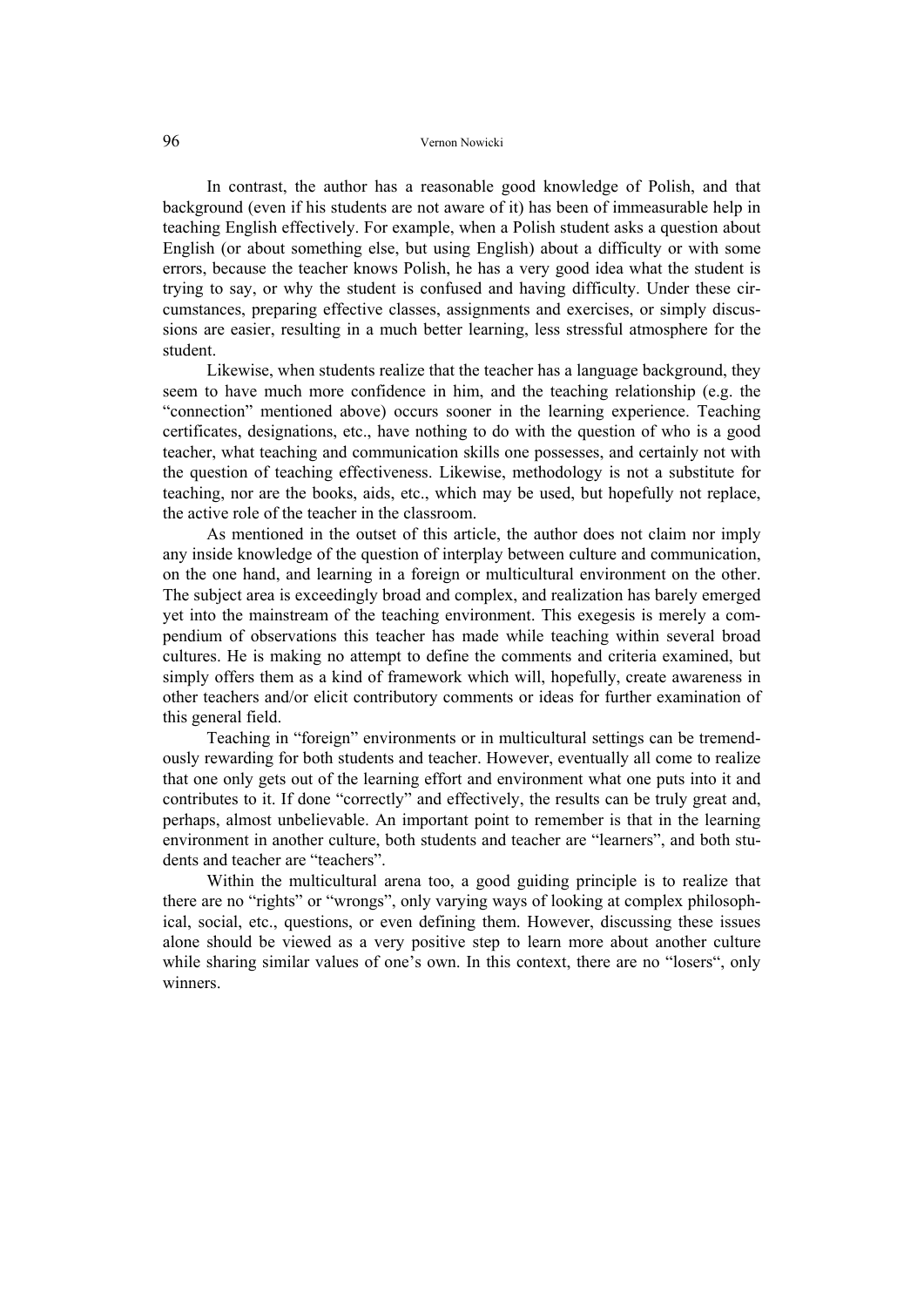In contrast, the author has a reasonable good knowledge of Polish, and that background (even if his students are not aware of it) has been of immeasurable help in teaching English effectively. For example, when a Polish student asks a question about English (or about something else, but using English) about a difficulty or with some errors, because the teacher knows Polish, he has a very good idea what the student is trying to say, or why the student is confused and having difficulty. Under these circumstances, preparing effective classes, assignments and exercises, or simply discussions are easier, resulting in a much better learning, less stressful atmosphere for the student.

Likewise, when students realize that the teacher has a language background, they seem to have much more confidence in him, and the teaching relationship (e.g. the "connection" mentioned above) occurs sooner in the learning experience. Teaching certificates, designations, etc., have nothing to do with the question of who is a good teacher, what teaching and communication skills one possesses, and certainly not with the question of teaching effectiveness. Likewise, methodology is not a substitute for teaching, nor are the books, aids, etc., which may be used, but hopefully not replace, the active role of the teacher in the classroom.

As mentioned in the outset of this article, the author does not claim nor imply any inside knowledge of the question of interplay between culture and communication, on the one hand, and learning in a foreign or multicultural environment on the other. The subject area is exceedingly broad and complex, and realization has barely emerged yet into the mainstream of the teaching environment. This exegesis is merely a compendium of observations this teacher has made while teaching within several broad cultures. He is making no attempt to define the comments and criteria examined, but simply offers them as a kind of framework which will, hopefully, create awareness in other teachers and/or elicit contributory comments or ideas for further examination of this general field.

Teaching in "foreign" environments or in multicultural settings can be tremendously rewarding for both students and teacher. However, eventually all come to realize that one only gets out of the learning effort and environment what one puts into it and contributes to it. If done "correctly" and effectively, the results can be truly great and, perhaps, almost unbelievable. An important point to remember is that in the learning environment in another culture, both students and teacher are "learners", and both students and teacher are "teachers".

Within the multicultural arena too, a good guiding principle is to realize that there are no "rights" or "wrongs", only varying ways of looking at complex philosophical, social, etc., questions, or even defining them. However, discussing these issues alone should be viewed as a very positive step to learn more about another culture while sharing similar values of one's own. In this context, there are no "losers", only winners.